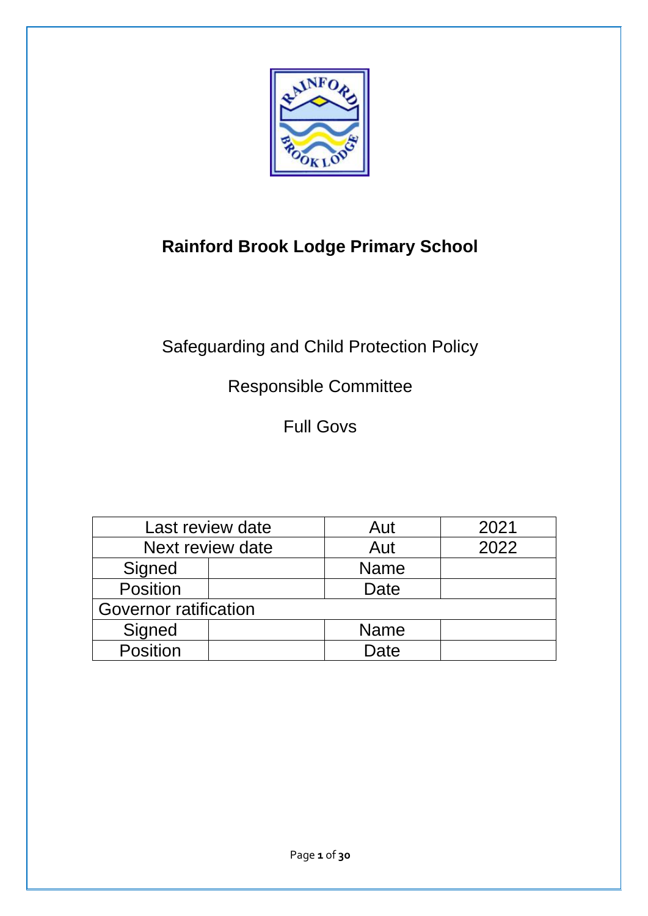# Rainford Brook Lodge Primary School

Safeguarding and Child Protection Policy

Responsible Committee

Full Govs

| Last review date | | Aut | 2021 |
|---|---|---|---|
| Next review date | | Aut | 2022 |
| Signed | | Name | |
| Position | | Date | |
| Governor ratification | | | |
| Signed | | Name | |
| Position | | Date | |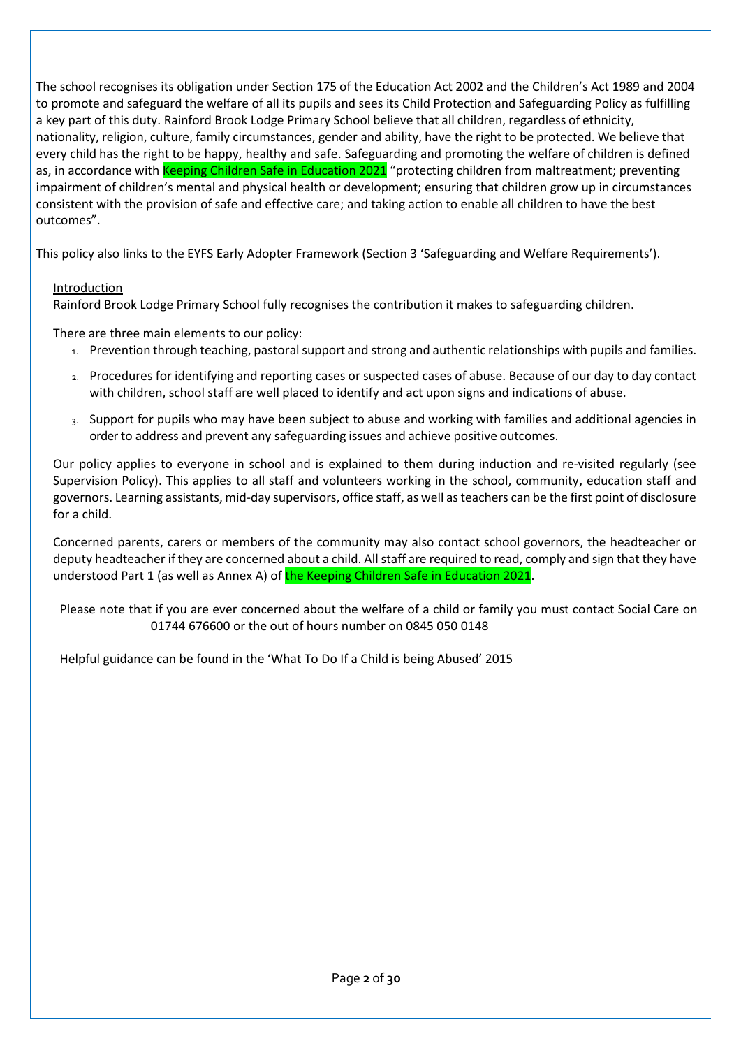The school recognises its obligation under Section 175 of the Education Act 2002 and the Children's Act 1989 and 2004 to promote and safeguard the welfare of all its pupils and sees its Child Protection and Safeguarding Policy as fulfilling a key part of this duty. Rainford Brook Lodge Primary School believe that all children, regardless of ethnicity, nationality, religion, culture, family circumstances, gender and ability, have the right to be protected. We believe that every child has the right to be happy, healthy and safe. Safeguarding and promoting the welfare of children is defined as, in accordance with Keeping Children Safe in Education 2021 "protecting children from maltreatment; preventing impairment of children's mental and physical health or development; ensuring that children grow up in circumstances consistent with the provision of safe and effective care; and taking action to enable all children to have the best outcomes".

This policy also links to the EYFS Early Adopter Framework (Section 3 'Safeguarding and Welfare Requirements').

## Introduction

Rainford Brook Lodge Primary School fully recognises the contribution it makes to safeguarding children.

There are three main elements to our policy:

1. Prevention through teaching, pastoral support and strong and authentic relationships with pupils and families.
2. Procedures for identifying and reporting cases or suspected cases of abuse. Because of our day to day contact with children, school staff are well placed to identify and act upon signs and indications of abuse.
3. Support for pupils who may have been subject to abuse and working with families and additional agencies in order to address and prevent any safeguarding issues and achieve positive outcomes.

Our policy applies to everyone in school and is explained to them during induction and re-visited regularly (see Supervision Policy). This applies to all staff and volunteers working in the school, community, education staff and governors. Learning assistants, mid-day supervisors, office staff, as well as teachers can be the first point of disclosure for a child.

Concerned parents, carers or members of the community may also contact school governors, the headteacher or deputy headteacher if they are concerned about a child. All staff are required to read, comply and sign that they have understood Part 1 (as well as Annex A) of the Keeping Children Safe in Education 2021.

Please note that if you are ever concerned about the welfare of a child or family you must contact Social Care on 01744 676600 or the out of hours number on 0845 050 0148

Helpful guidance can be found in the 'What To Do If a Child is being Abused' 2015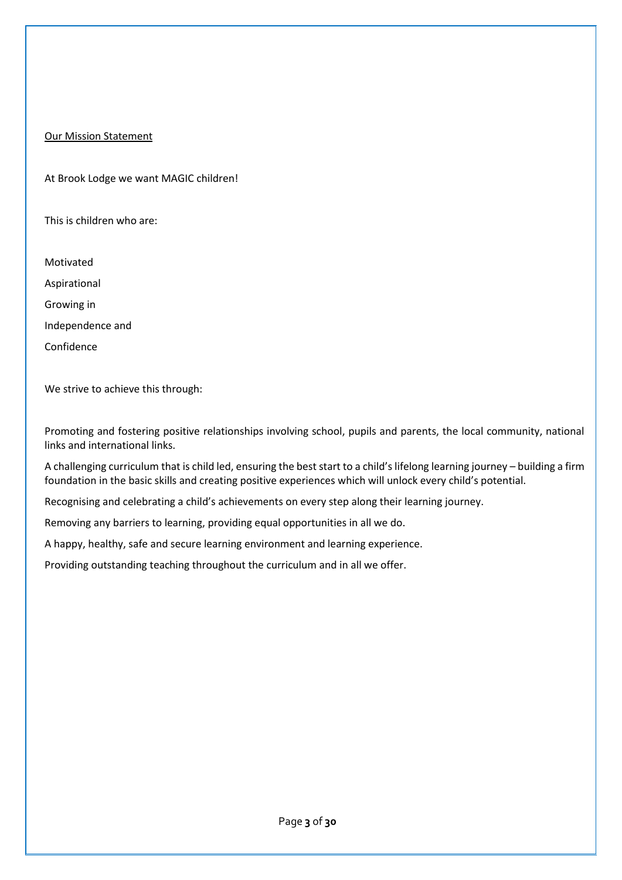## Our Mission Statement

At Brook Lodge we want MAGIC children!

This is children who are:

Motivated

Aspirational

Growing in

Independence and

Confidence

We strive to achieve this through:

Promoting and fostering positive relationships involving school, pupils and parents, the local community, national links and international links.

A challenging curriculum that is child led, ensuring the best start to a child's lifelong learning journey – building a firm foundation in the basic skills and creating positive experiences which will unlock every child's potential.

Recognising and celebrating a child's achievements on every step along their learning journey.

Removing any barriers to learning, providing equal opportunities in all we do.

A happy, healthy, safe and secure learning environment and learning experience.

Providing outstanding teaching throughout the curriculum and in all we offer.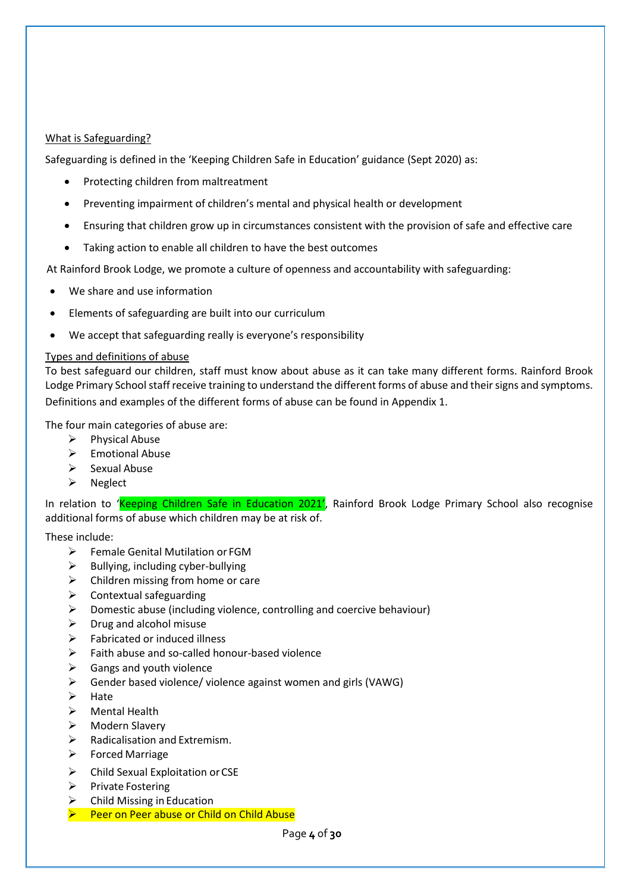## What is Safeguarding?

Safeguarding is defined in the 'Keeping Children Safe in Education' guidance (Sept 2020) as:

- Protecting children from maltreatment
- Preventing impairment of children's mental and physical health or development
- Ensuring that children grow up in circumstances consistent with the provision of safe and effective care
- Taking action to enable all children to have the best outcomes

At Rainford Brook Lodge, we promote a culture of openness and accountability with safeguarding:

- We share and use information
- Elements of safeguarding are built into our curriculum
- We accept that safeguarding really is everyone's responsibility

## Types and definitions of abuse

To best safeguard our children, staff must know about abuse as it can take many different forms. Rainford Brook Lodge Primary School staff receive training to understand the different forms of abuse and their signs and symptoms. Definitions and examples of the different forms of abuse can be found in Appendix 1.

The four main categories of abuse are:

- Physical Abuse
- Emotional Abuse
- Sexual Abuse
- Neglect

In relation to 'Keeping Children Safe in Education 2021', Rainford Brook Lodge Primary School also recognise additional forms of abuse which children may be at risk of.

These include:

- Female Genital Mutilation or FGM
- Bullying, including cyber-bullying
- Children missing from home or care
- Contextual safeguarding
- Domestic abuse (including violence, controlling and coercive behaviour)
- Drug and alcohol misuse
- Fabricated or induced illness
- Faith abuse and so-called honour-based violence
- Gangs and youth violence
- Gender based violence/ violence against women and girls (VAWG)
- Hate
- Mental Health
- Modern Slavery
- Radicalisation and Extremism.
- Forced Marriage
- Child Sexual Exploitation or CSE
- Private Fostering
- Child Missing in Education
- Peer on Peer abuse or Child on Child Abuse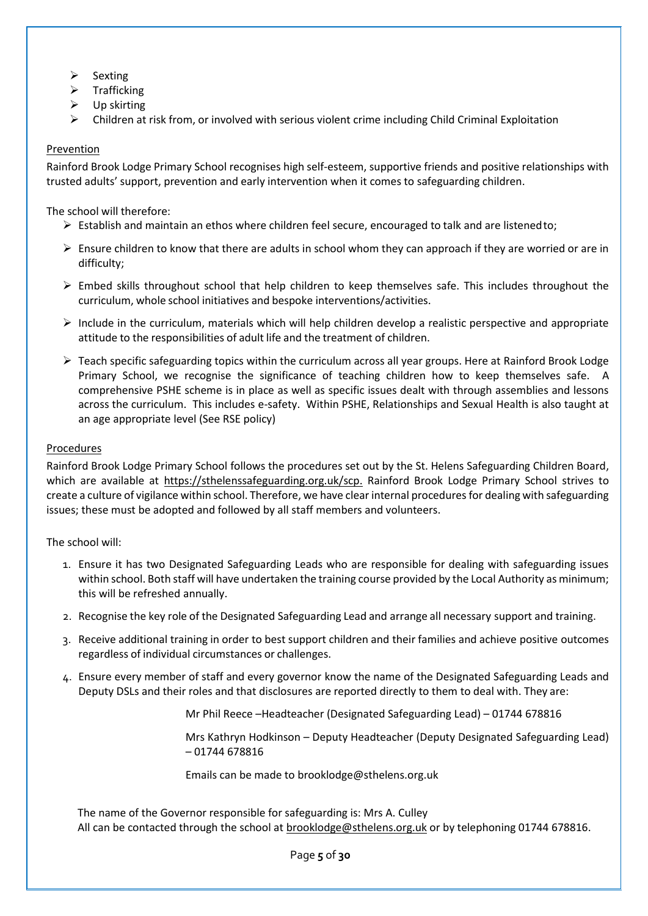- Sexting
- Trafficking
- Up skirting
- Children at risk from, or involved with serious violent crime including Child Criminal Exploitation

Prevention

Rainford Brook Lodge Primary School recognises high self-esteem, supportive friends and positive relationships with trusted adults' support, prevention and early intervention when it comes to safeguarding children.

The school will therefore:

- Establish and maintain an ethos where children feel secure, encouraged to talk and are listened to;
- Ensure children to know that there are adults in school whom they can approach if they are worried or are in difficulty;
- Embed skills throughout school that help children to keep themselves safe. This includes throughout the curriculum, whole school initiatives and bespoke interventions/activities.
- Include in the curriculum, materials which will help children develop a realistic perspective and appropriate attitude to the responsibilities of adult life and the treatment of children.
- Teach specific safeguarding topics within the curriculum across all year groups. Here at Rainford Brook Lodge Primary School, we recognise the significance of teaching children how to keep themselves safe. A comprehensive PSHE scheme is in place as well as specific issues dealt with through assemblies and lessons across the curriculum. This includes e-safety. Within PSHE, Relationships and Sexual Health is also taught at an age appropriate level (See RSE policy)

Procedures

Rainford Brook Lodge Primary School follows the procedures set out by the St. Helens Safeguarding Children Board, which are available at https://sthelenssafeguarding.org.uk/scp. Rainford Brook Lodge Primary School strives to create a culture of vigilance within school. Therefore, we have clear internal procedures for dealing with safeguarding issues; these must be adopted and followed by all staff members and volunteers.

The school will:

1. Ensure it has two Designated Safeguarding Leads who are responsible for dealing with safeguarding issues within school. Both staff will have undertaken the training course provided by the Local Authority as minimum; this will be refreshed annually.
2. Recognise the key role of the Designated Safeguarding Lead and arrange all necessary support and training.
3. Receive additional training in order to best support children and their families and achieve positive outcomes regardless of individual circumstances or challenges.
4. Ensure every member of staff and every governor know the name of the Designated Safeguarding Leads and Deputy DSLs and their roles and that disclosures are reported directly to them to deal with. They are:

   Mr Phil Reece –Headteacher (Designated Safeguarding Lead) – 01744 678816

   Mrs Kathryn Hodkinson – Deputy Headteacher (Deputy Designated Safeguarding Lead) – 01744 678816

   Emails can be made to brooklodge@sthelens.org.uk

   The name of the Governor responsible for safeguarding is: Mrs A. Culley
   All can be contacted through the school at brooklodge@sthelens.org.uk or by telephoning 01744 678816.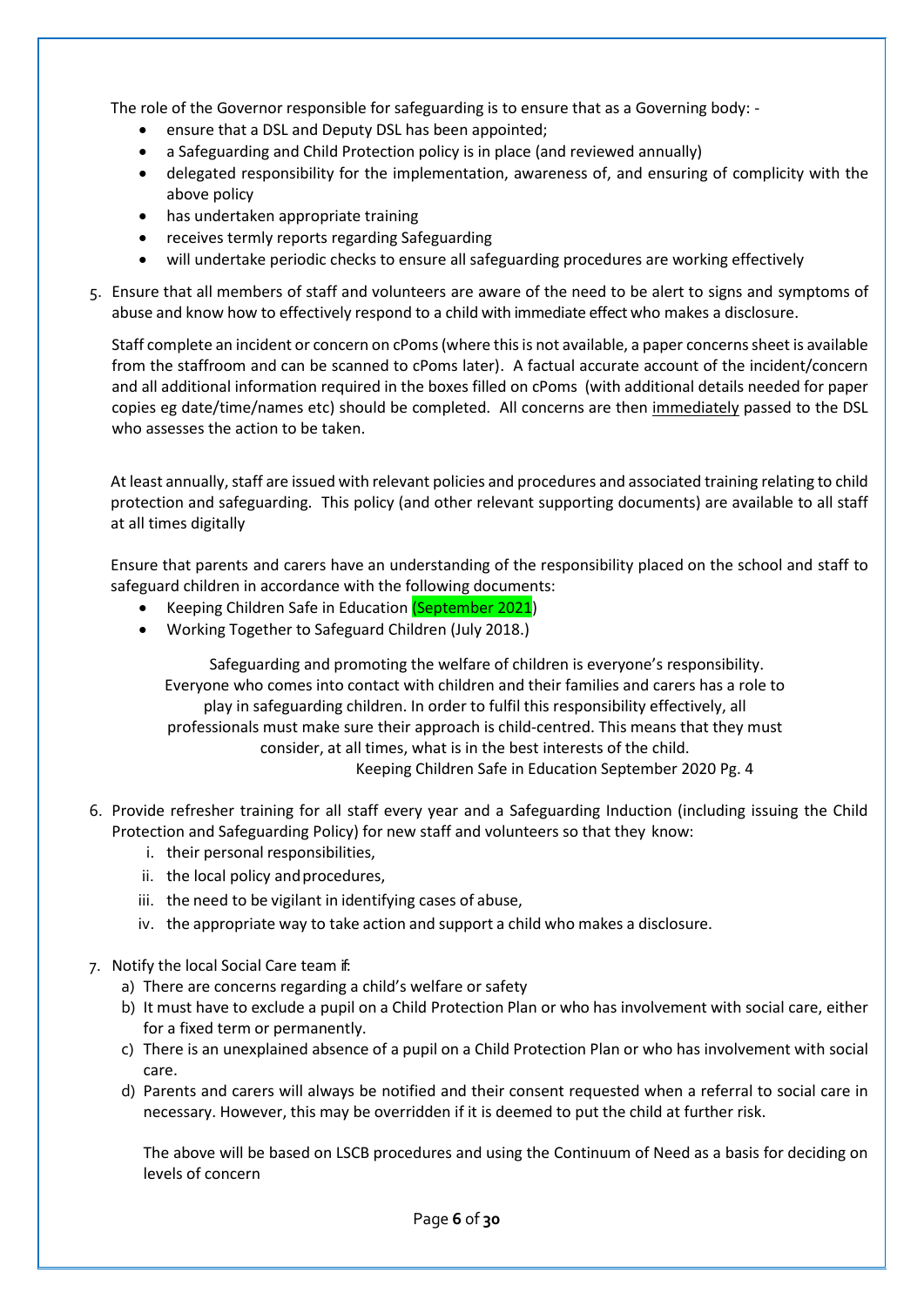The role of the Governor responsible for safeguarding is to ensure that as a Governing body: -

- ensure that a DSL and Deputy DSL has been appointed;
- a Safeguarding and Child Protection policy is in place (and reviewed annually)
- delegated responsibility for the implementation, awareness of, and ensuring of complicity with the above policy
- has undertaken appropriate training
- receives termly reports regarding Safeguarding
- will undertake periodic checks to ensure all safeguarding procedures are working effectively

5. Ensure that all members of staff and volunteers are aware of the need to be alert to signs and symptoms of abuse and know how to effectively respond to a child with immediate effect who makes a disclosure.

   Staff complete an incident or concern on cPoms (where this is not available, a paper concerns sheet is available from the staffroom and can be scanned to cPoms later). A factual accurate account of the incident/concern and all additional information required in the boxes filled on cPoms (with additional details needed for paper copies eg date/time/names etc) should be completed. All concerns are then <u>immediately</u> passed to the DSL who assesses the action to be taken.

At least annually, staff are issued with relevant policies and procedures and associated training relating to child protection and safeguarding. This policy (and other relevant supporting documents) are available to all staff at all times digitally

Ensure that parents and carers have an understanding of the responsibility placed on the school and staff to safeguard children in accordance with the following documents:

- Keeping Children Safe in Education (September 2021)
- Working Together to Safeguard Children (July 2018.)

> Safeguarding and promoting the welfare of children is everyone's responsibility. Everyone who comes into contact with children and their families and carers has a role to play in safeguarding children. In order to fulfil this responsibility effectively, all professionals must make sure their approach is child-centred. This means that they must consider, at all times, what is in the best interests of the child.
>
> Keeping Children Safe in Education September 2020 Pg. 4

6. Provide refresher training for all staff every year and a Safeguarding Induction (including issuing the Child Protection and Safeguarding Policy) for new staff and volunteers so that they know:
   i. their personal responsibilities,
   ii. the local policy and procedures,
   iii. the need to be vigilant in identifying cases of abuse,
   iv. the appropriate way to take action and support a child who makes a disclosure.

7. Notify the local Social Care team if:
   a) There are concerns regarding a child's welfare or safety
   b) It must have to exclude a pupil on a Child Protection Plan or who has involvement with social care, either for a fixed term or permanently.
   c) There is an unexplained absence of a pupil on a Child Protection Plan or who has involvement with social care.
   d) Parents and carers will always be notified and their consent requested when a referral to social care in necessary. However, this may be overridden if it is deemed to put the child at further risk.

   The above will be based on LSCB procedures and using the Continuum of Need as a basis for deciding on levels of concern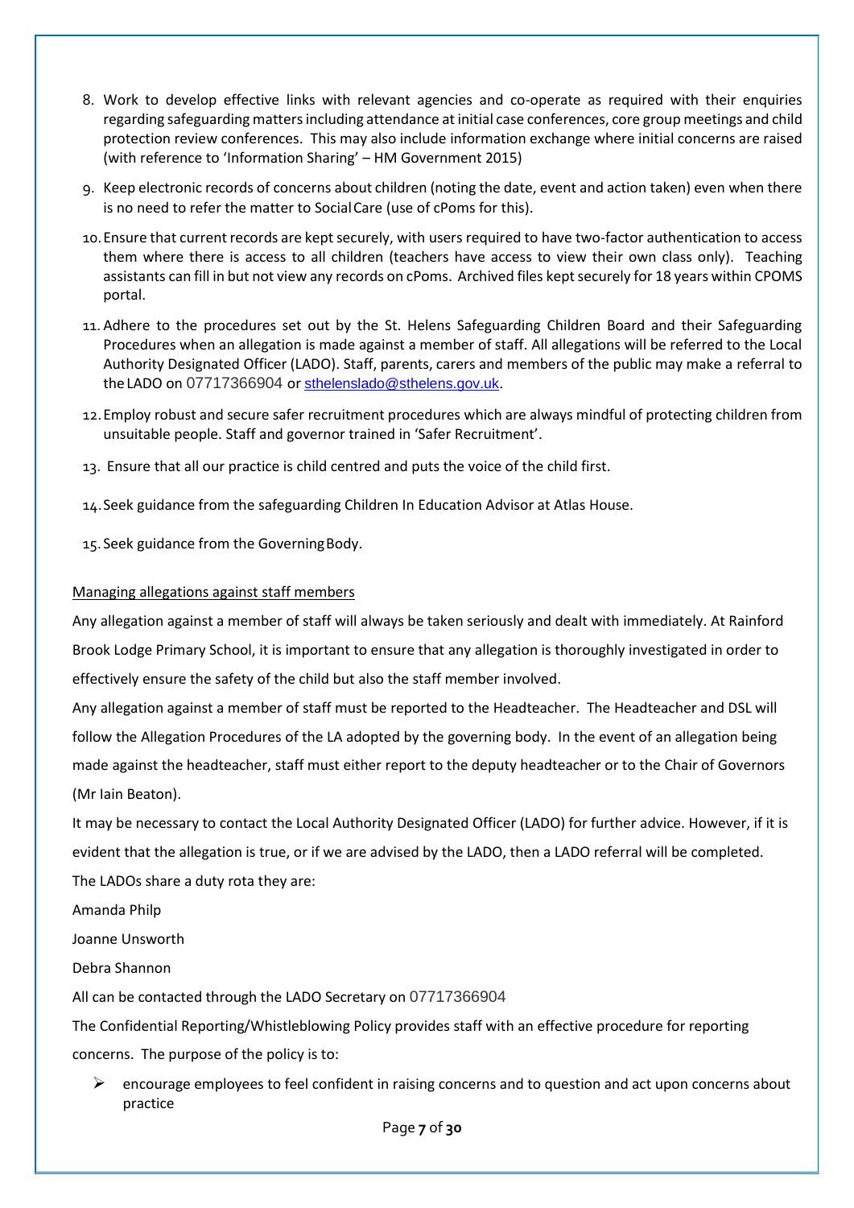8. Work to develop effective links with relevant agencies and co-operate as required with their enquiries regarding safeguarding matters including attendance at initial case conferences, core group meetings and child protection review conferences. This may also include information exchange where initial concerns are raised (with reference to 'Information Sharing' – HM Government 2015)
9. Keep electronic records of concerns about children (noting the date, event and action taken) even when there is no need to refer the matter to Social Care (use of cPoms for this).
10. Ensure that current records are kept securely, with users required to have two-factor authentication to access them where there is access to all children (teachers have access to view their own class only). Teaching assistants can fill in but not view any records on cPoms. Archived files kept securely for 18 years within CPOMS portal.
11. Adhere to the procedures set out by the St. Helens Safeguarding Children Board and their Safeguarding Procedures when an allegation is made against a member of staff. All allegations will be referred to the Local Authority Designated Officer (LADO). Staff, parents, carers and members of the public may make a referral to the LADO on 07717366904 or sthelenslado@sthelens.gov.uk.
12. Employ robust and secure safer recruitment procedures which are always mindful of protecting children from unsuitable people. Staff and governor trained in 'Safer Recruitment'.
13. Ensure that all our practice is child centred and puts the voice of the child first.
14. Seek guidance from the safeguarding Children In Education Advisor at Atlas House.
15. Seek guidance from the Governing Body.

Managing allegations against staff members

Any allegation against a member of staff will always be taken seriously and dealt with immediately. At Rainford Brook Lodge Primary School, it is important to ensure that any allegation is thoroughly investigated in order to effectively ensure the safety of the child but also the staff member involved.

Any allegation against a member of staff must be reported to the Headteacher. The Headteacher and DSL will follow the Allegation Procedures of the LA adopted by the governing body. In the event of an allegation being made against the headteacher, staff must either report to the deputy headteacher or to the Chair of Governors (Mr Iain Beaton).

It may be necessary to contact the Local Authority Designated Officer (LADO) for further advice. However, if it is evident that the allegation is true, or if we are advised by the LADO, then a LADO referral will be completed.

The LADOs share a duty rota they are:

Amanda Philp

Joanne Unsworth

Debra Shannon

All can be contacted through the LADO Secretary on 07717366904

The Confidential Reporting/Whistleblowing Policy provides staff with an effective procedure for reporting concerns. The purpose of the policy is to:

- encourage employees to feel confident in raising concerns and to question and act upon concerns about practice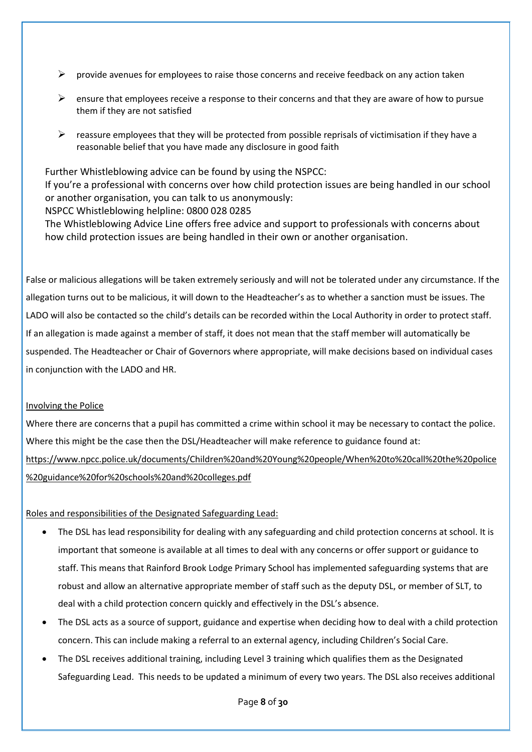- provide avenues for employees to raise those concerns and receive feedback on any action taken
- ensure that employees receive a response to their concerns and that they are aware of how to pursue them if they are not satisfied
- reassure employees that they will be protected from possible reprisals of victimisation if they have a reasonable belief that you have made any disclosure in good faith

Further Whistleblowing advice can be found by using the NSPCC:
If you're a professional with concerns over how child protection issues are being handled in our school or another organisation, you can talk to us anonymously:
NSPCC Whistleblowing helpline: 0800 028 0285
The Whistleblowing Advice Line offers free advice and support to professionals with concerns about how child protection issues are being handled in their own or another organisation.

False or malicious allegations will be taken extremely seriously and will not be tolerated under any circumstance. If the allegation turns out to be malicious, it will down to the Headteacher's as to whether a sanction must be issues. The LADO will also be contacted so the child's details can be recorded within the Local Authority in order to protect staff. If an allegation is made against a member of staff, it does not mean that the staff member will automatically be suspended. The Headteacher or Chair of Governors where appropriate, will make decisions based on individual cases in conjunction with the LADO and HR.

Involving the Police

Where there are concerns that a pupil has committed a crime within school it may be necessary to contact the police. Where this might be the case then the DSL/Headteacher will make reference to guidance found at: https://www.npcc.police.uk/documents/Children%20and%20Young%20people/When%20to%20call%20the%20police%20guidance%20for%20schools%20and%20colleges.pdf

Roles and responsibilities of the Designated Safeguarding Lead:

- The DSL has lead responsibility for dealing with any safeguarding and child protection concerns at school. It is important that someone is available at all times to deal with any concerns or offer support or guidance to staff. This means that Rainford Brook Lodge Primary School has implemented safeguarding systems that are robust and allow an alternative appropriate member of staff such as the deputy DSL, or member of SLT, to deal with a child protection concern quickly and effectively in the DSL's absence.
- The DSL acts as a source of support, guidance and expertise when deciding how to deal with a child protection concern. This can include making a referral to an external agency, including Children's Social Care.
- The DSL receives additional training, including Level 3 training which qualifies them as the Designated Safeguarding Lead. This needs to be updated a minimum of every two years. The DSL also receives additional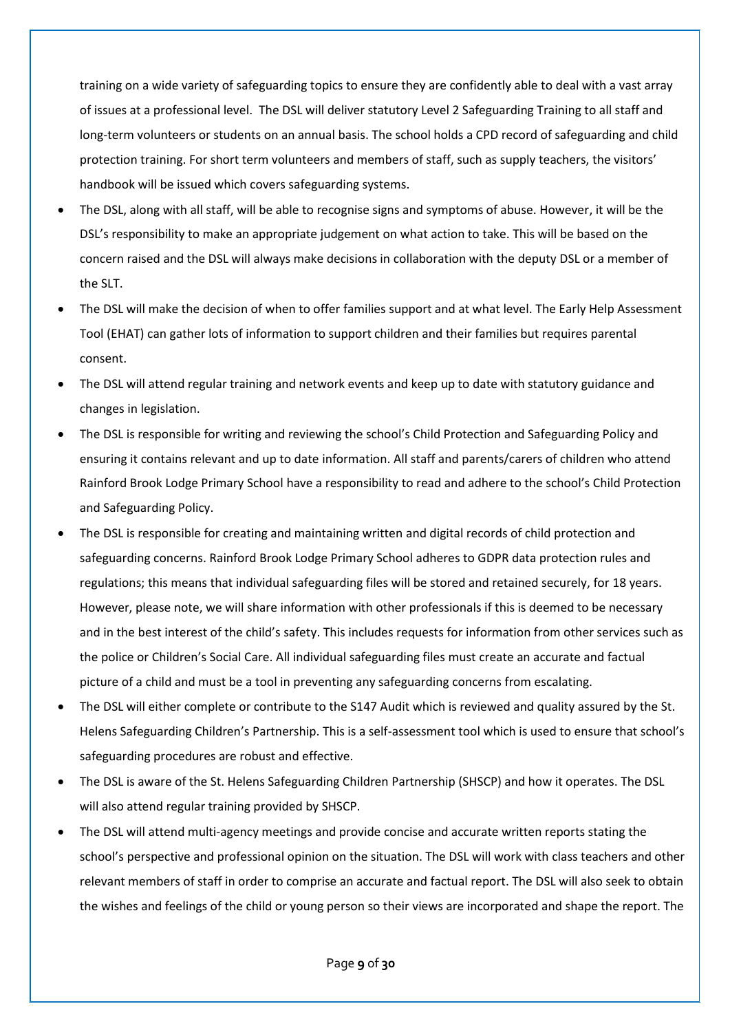training on a wide variety of safeguarding topics to ensure they are confidently able to deal with a vast array of issues at a professional level. The DSL will deliver statutory Level 2 Safeguarding Training to all staff and long-term volunteers or students on an annual basis. The school holds a CPD record of safeguarding and child protection training. For short term volunteers and members of staff, such as supply teachers, the visitors' handbook will be issued which covers safeguarding systems.

- The DSL, along with all staff, will be able to recognise signs and symptoms of abuse. However, it will be the DSL's responsibility to make an appropriate judgement on what action to take. This will be based on the concern raised and the DSL will always make decisions in collaboration with the deputy DSL or a member of the SLT.
- The DSL will make the decision of when to offer families support and at what level. The Early Help Assessment Tool (EHAT) can gather lots of information to support children and their families but requires parental consent.
- The DSL will attend regular training and network events and keep up to date with statutory guidance and changes in legislation.
- The DSL is responsible for writing and reviewing the school's Child Protection and Safeguarding Policy and ensuring it contains relevant and up to date information. All staff and parents/carers of children who attend Rainford Brook Lodge Primary School have a responsibility to read and adhere to the school's Child Protection and Safeguarding Policy.
- The DSL is responsible for creating and maintaining written and digital records of child protection and safeguarding concerns. Rainford Brook Lodge Primary School adheres to GDPR data protection rules and regulations; this means that individual safeguarding files will be stored and retained securely, for 18 years. However, please note, we will share information with other professionals if this is deemed to be necessary and in the best interest of the child's safety. This includes requests for information from other services such as the police or Children's Social Care. All individual safeguarding files must create an accurate and factual picture of a child and must be a tool in preventing any safeguarding concerns from escalating.
- The DSL will either complete or contribute to the S147 Audit which is reviewed and quality assured by the St. Helens Safeguarding Children's Partnership. This is a self-assessment tool which is used to ensure that school's safeguarding procedures are robust and effective.
- The DSL is aware of the St. Helens Safeguarding Children Partnership (SHSCP) and how it operates. The DSL will also attend regular training provided by SHSCP.
- The DSL will attend multi-agency meetings and provide concise and accurate written reports stating the school's perspective and professional opinion on the situation. The DSL will work with class teachers and other relevant members of staff in order to comprise an accurate and factual report. The DSL will also seek to obtain the wishes and feelings of the child or young person so their views are incorporated and shape the report. The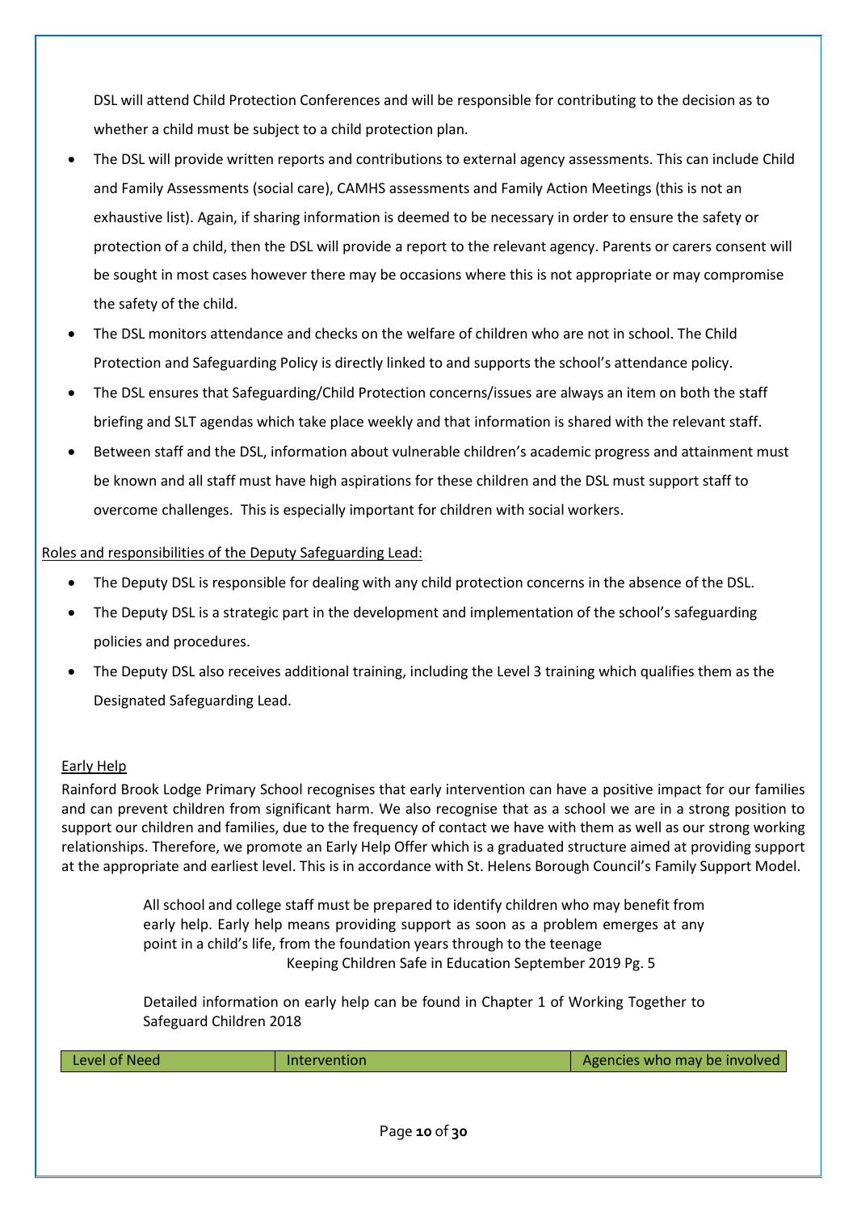DSL will attend Child Protection Conferences and will be responsible for contributing to the decision as to whether a child must be subject to a child protection plan.

- The DSL will provide written reports and contributions to external agency assessments. This can include Child and Family Assessments (social care), CAMHS assessments and Family Action Meetings (this is not an exhaustive list). Again, if sharing information is deemed to be necessary in order to ensure the safety or protection of a child, then the DSL will provide a report to the relevant agency. Parents or carers consent will be sought in most cases however there may be occasions where this is not appropriate or may compromise the safety of the child.
- The DSL monitors attendance and checks on the welfare of children who are not in school. The Child Protection and Safeguarding Policy is directly linked to and supports the school's attendance policy.
- The DSL ensures that Safeguarding/Child Protection concerns/issues are always an item on both the staff briefing and SLT agendas which take place weekly and that information is shared with the relevant staff.
- Between staff and the DSL, information about vulnerable children's academic progress and attainment must be known and all staff must have high aspirations for these children and the DSL must support staff to overcome challenges. This is especially important for children with social workers.

Roles and responsibilities of the Deputy Safeguarding Lead:

- The Deputy DSL is responsible for dealing with any child protection concerns in the absence of the DSL.
- The Deputy DSL is a strategic part in the development and implementation of the school's safeguarding policies and procedures.
- The Deputy DSL also receives additional training, including the Level 3 training which qualifies them as the Designated Safeguarding Lead.

Early Help

Rainford Brook Lodge Primary School recognises that early intervention can have a positive impact for our families and can prevent children from significant harm. We also recognise that as a school we are in a strong position to support our children and families, due to the frequency of contact we have with them as well as our strong working relationships. Therefore, we promote an Early Help Offer which is a graduated structure aimed at providing support at the appropriate and earliest level. This is in accordance with St. Helens Borough Council's Family Support Model.

> All school and college staff must be prepared to identify children who may benefit from early help. Early help means providing support as soon as a problem emerges at any point in a child's life, from the foundation years through to the teenage
>
> Keeping Children Safe in Education September 2019 Pg. 5

> Detailed information on early help can be found in Chapter 1 of Working Together to Safeguard Children 2018

| Level of Need | Intervention | Agencies who may be involved |
|---|---|---|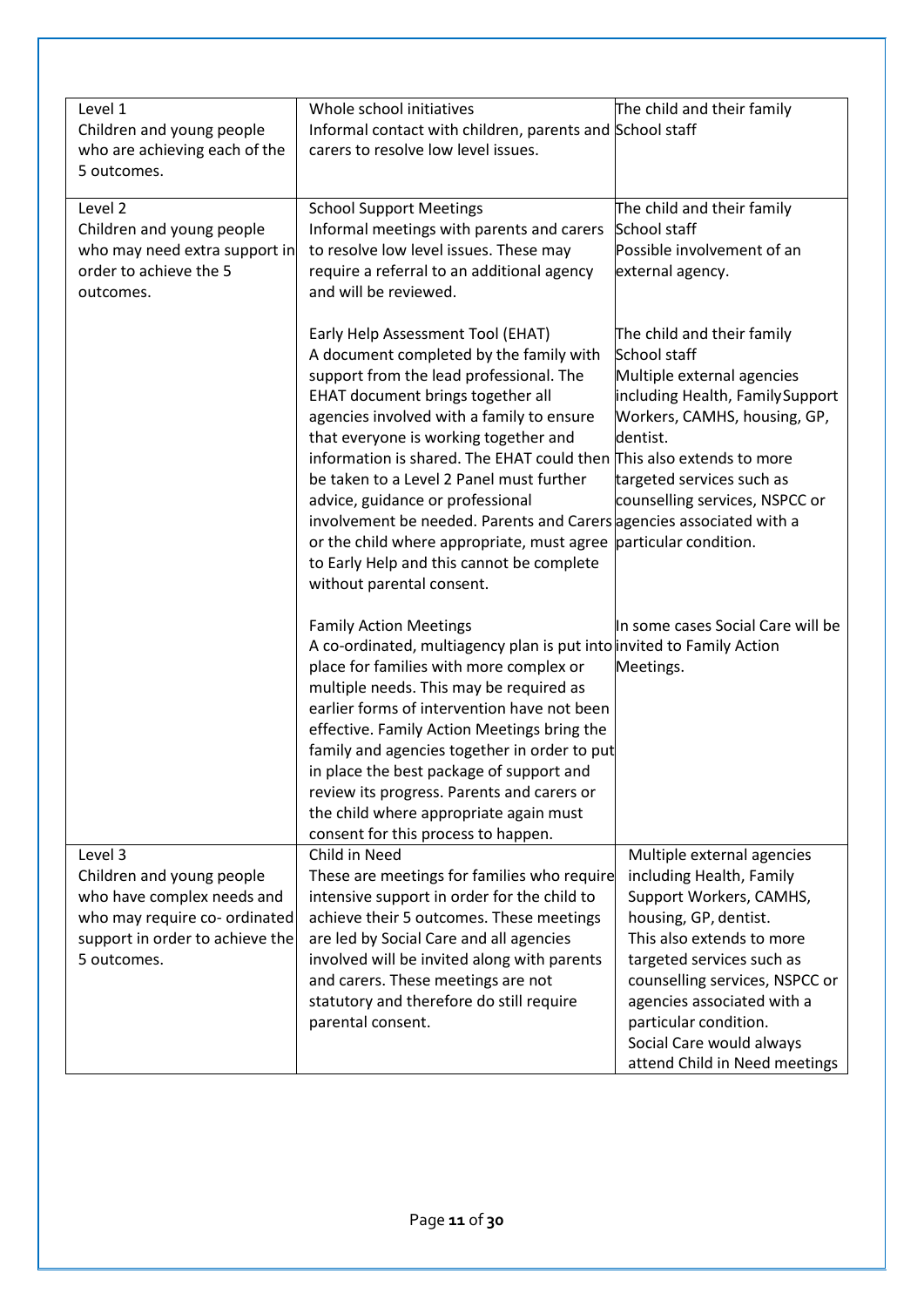| | | |
|---|---|---|
| Level 1<br>Children and young people who are achieving each of the 5 outcomes. | Whole school initiatives<br>Informal contact with children, parents and carers to resolve low level issues. | The child and their family<br>School staff |
| Level 2<br>Children and young people who may need extra support in order to achieve the 5 outcomes. | School Support Meetings<br>Informal meetings with parents and carers to resolve low level issues. These may require a referral to an additional agency and will be reviewed. | The child and their family<br>School staff<br>Possible involvement of an external agency. |
| | Early Help Assessment Tool (EHAT)<br>A document completed by the family with support from the lead professional. The EHAT document brings together all agencies involved with a family to ensure that everyone is working together and information is shared. The EHAT could then be taken to a Level 2 Panel must further advice, guidance or professional involvement be needed. Parents and Carers or the child where appropriate, must agree to Early Help and this cannot be complete without parental consent. | The child and their family<br>School staff<br>Multiple external agencies including Health, FamilySupport Workers, CAMHS, housing, GP, dentist.<br>This also extends to more targeted services such as counselling services, NSPCC or agencies associated with a particular condition. |
| | Family Action Meetings<br>A co-ordinated, multiagency plan is put into place for families with more complex or multiple needs. This may be required as earlier forms of intervention have not been effective. Family Action Meetings bring the family and agencies together in order to put in place the best package of support and review its progress. Parents and carers or the child where appropriate again must consent for this process to happen. | In some cases Social Care will be invited to Family Action Meetings. |
| Level 3<br>Children and young people who have complex needs and who may require co- ordinated support in order to achieve the 5 outcomes. | Child in Need<br>These are meetings for families who require intensive support in order for the child to achieve their 5 outcomes. These meetings are led by Social Care and all agencies involved will be invited along with parents and carers. These meetings are not statutory and therefore do still require parental consent. | Multiple external agencies including Health, Family Support Workers, CAMHS, housing, GP, dentist.<br>This also extends to more targeted services such as counselling services, NSPCC or agencies associated with a particular condition.<br>Social Care would always attend Child in Need meetings |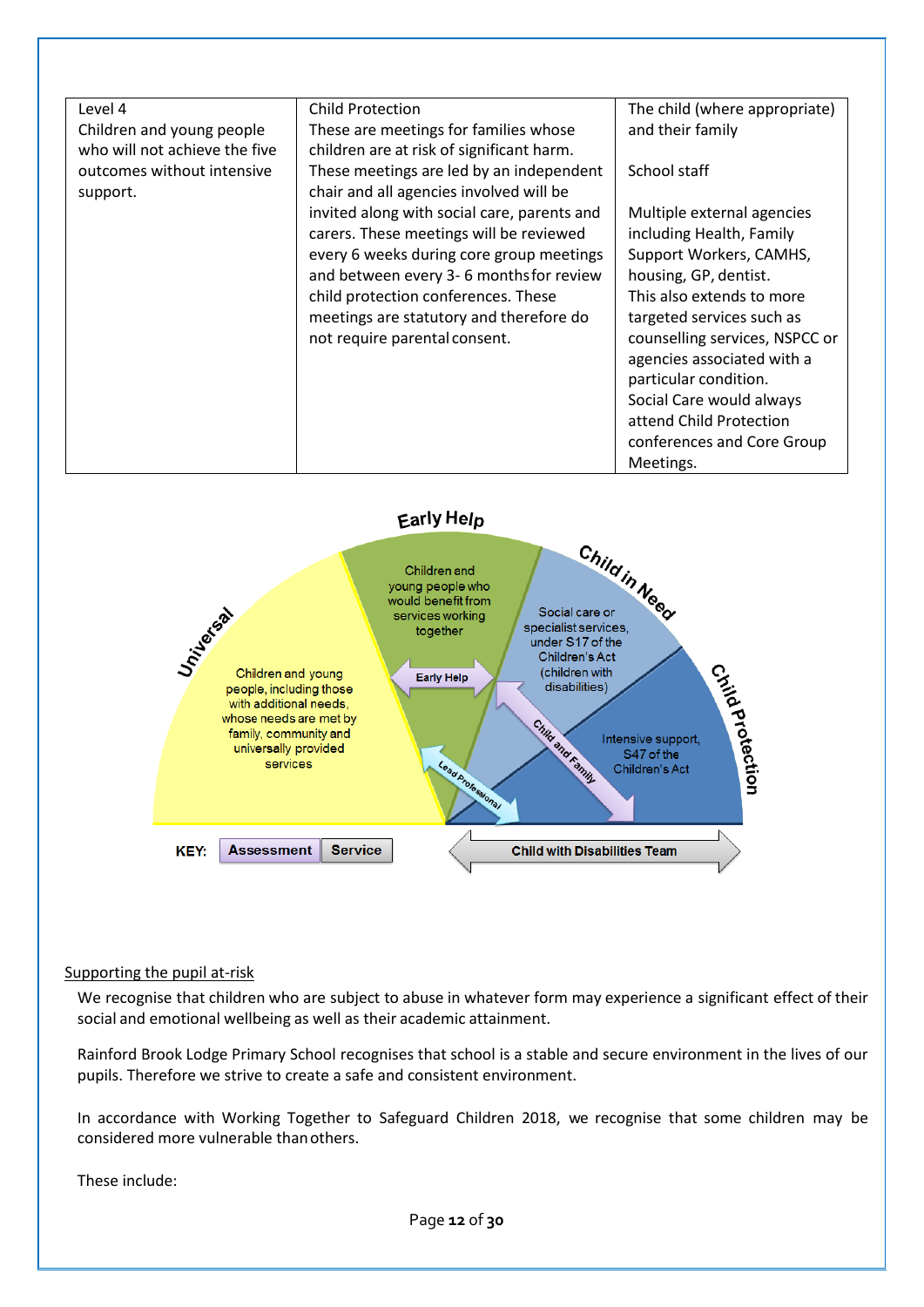| Level 4<br>Children and young people who will not achieve the five outcomes without intensive support. | Child Protection<br>These are meetings for families whose children are at risk of significant harm.<br>These meetings are led by an independent chair and all agencies involved will be invited along with social care, parents and carers. These meetings will be reviewed every 6 weeks during core group meetings and between every 3- 6 months for review child protection conferences. These meetings are statutory and therefore do not require parental consent. | The child (where appropriate) and their family<br><br>School staff<br><br>Multiple external agencies including Health, Family Support Workers, CAMHS, housing, GP, dentist.<br>This also extends to more targeted services such as counselling services, NSPCC or agencies associated with a particular condition.<br>Social Care would always attend Child Protection conferences and Core Group Meetings. |
|---|---|---|

Universal — Children and young people, including those with additional needs, whose needs are met by family, community and universally provided services

Early Help — Children and young people who would benefit from services working together

Child in Need — Social care or specialist services, under S17 of the Children's Act (children with disabilities)

Child Protection — Intensive support, S47 of the Children's Act

Early Help · Child and Family · Lead Professional

KEY: Assessment | Service

Child with Disabilities Team

<u>Supporting the pupil at-risk</u>

We recognise that children who are subject to abuse in whatever form may experience a significant effect of their social and emotional wellbeing as well as their academic attainment.

Rainford Brook Lodge Primary School recognises that school is a stable and secure environment in the lives of our pupils. Therefore we strive to create a safe and consistent environment.

In accordance with Working Together to Safeguard Children 2018, we recognise that some children may be considered more vulnerable than others.

These include: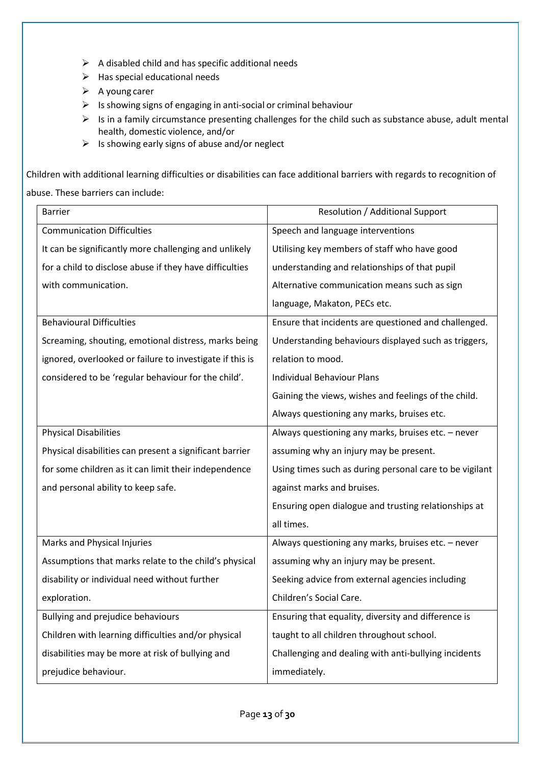- A disabled child and has specific additional needs
- Has special educational needs
- A young carer
- Is showing signs of engaging in anti-social or criminal behaviour
- Is in a family circumstance presenting challenges for the child such as substance abuse, adult mental health, domestic violence, and/or
- Is showing early signs of abuse and/or neglect

Children with additional learning difficulties or disabilities can face additional barriers with regards to recognition of abuse. These barriers can include:

| Barrier | Resolution / Additional Support |
|---|---|
| Communication Difficulties<br>It can be significantly more challenging and unlikely for a child to disclose abuse if they have difficulties with communication. | Speech and language interventions<br>Utilising key members of staff who have good understanding and relationships of that pupil<br>Alternative communication means such as sign language, Makaton, PECs etc. |
| Behavioural Difficulties<br>Screaming, shouting, emotional distress, marks being ignored, overlooked or failure to investigate if this is considered to be 'regular behaviour for the child'. | Ensure that incidents are questioned and challenged.<br>Understanding behaviours displayed such as triggers, relation to mood.<br>Individual Behaviour Plans<br>Gaining the views, wishes and feelings of the child.<br>Always questioning any marks, bruises etc. |
| Physical Disabilities<br>Physical disabilities can present a significant barrier for some children as it can limit their independence and personal ability to keep safe. | Always questioning any marks, bruises etc. – never assuming why an injury may be present.<br>Using times such as during personal care to be vigilant against marks and bruises.<br>Ensuring open dialogue and trusting relationships at all times. |
| Marks and Physical Injuries<br>Assumptions that marks relate to the child's physical disability or individual need without further exploration. | Always questioning any marks, bruises etc. – never assuming why an injury may be present.<br>Seeking advice from external agencies including Children's Social Care. |
| Bullying and prejudice behaviours<br>Children with learning difficulties and/or physical disabilities may be more at risk of bullying and prejudice behaviour. | Ensuring that equality, diversity and difference is taught to all children throughout school.<br>Challenging and dealing with anti-bullying incidents immediately. |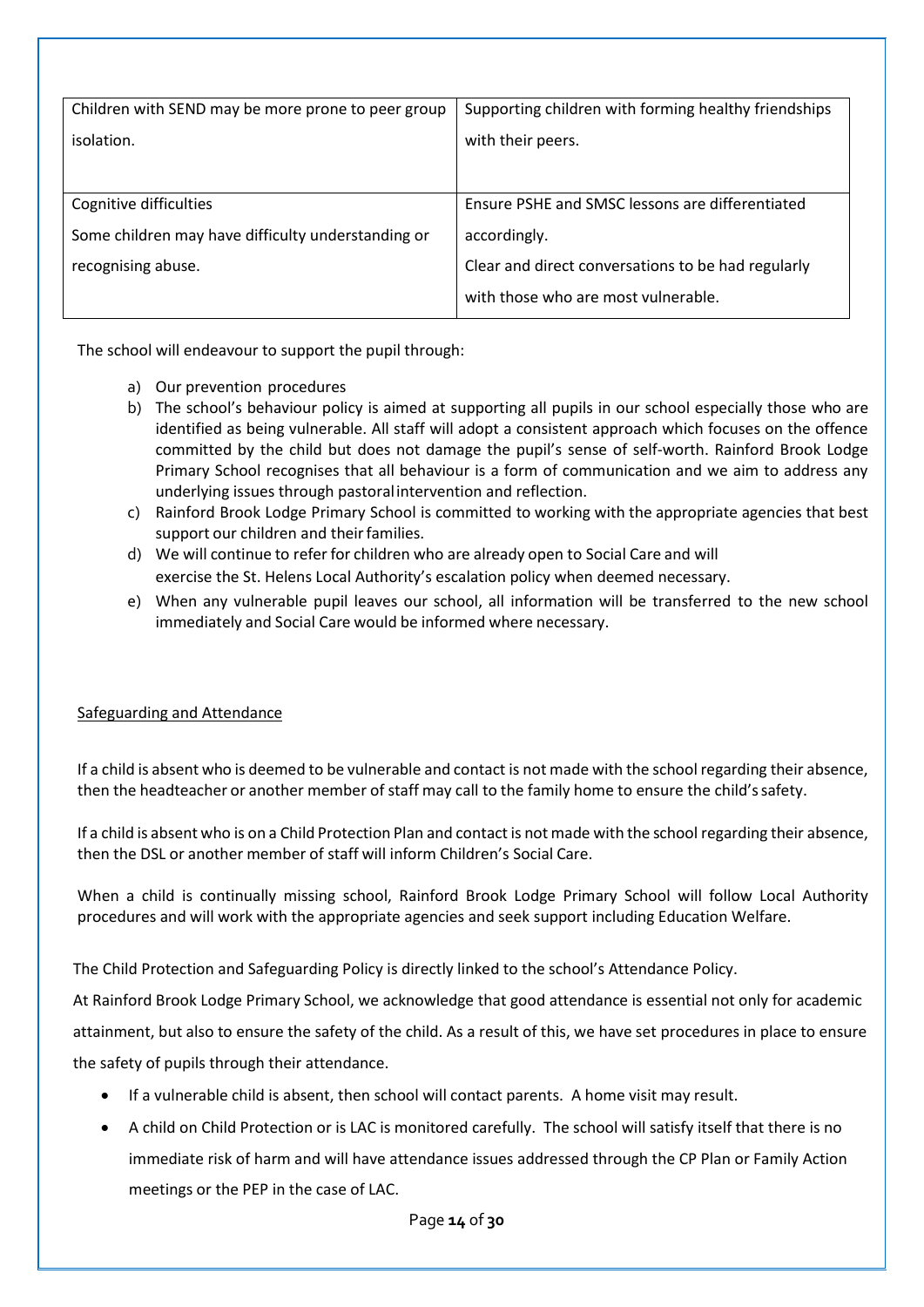| | |
|---|---|
| Children with SEND may be more prone to peer group isolation. | Supporting children with forming healthy friendships with their peers. |
| Cognitive difficulties<br>Some children may have difficulty understanding or recognising abuse. | Ensure PSHE and SMSC lessons are differentiated accordingly.<br>Clear and direct conversations to be had regularly with those who are most vulnerable. |

The school will endeavour to support the pupil through:

a) Our prevention procedures
b) The school's behaviour policy is aimed at supporting all pupils in our school especially those who are identified as being vulnerable. All staff will adopt a consistent approach which focuses on the offence committed by the child but does not damage the pupil's sense of self-worth. Rainford Brook Lodge Primary School recognises that all behaviour is a form of communication and we aim to address any underlying issues through pastoral intervention and reflection.
c) Rainford Brook Lodge Primary School is committed to working with the appropriate agencies that best support our children and their families.
d) We will continue to refer for children who are already open to Social Care and will exercise the St. Helens Local Authority's escalation policy when deemed necessary.
e) When any vulnerable pupil leaves our school, all information will be transferred to the new school immediately and Social Care would be informed where necessary.

## Safeguarding and Attendance

If a child is absent who is deemed to be vulnerable and contact is not made with the school regarding their absence, then the headteacher or another member of staff may call to the family home to ensure the child's safety.

If a child is absent who is on a Child Protection Plan and contact is not made with the school regarding their absence, then the DSL or another member of staff will inform Children's Social Care.

When a child is continually missing school, Rainford Brook Lodge Primary School will follow Local Authority procedures and will work with the appropriate agencies and seek support including Education Welfare.

The Child Protection and Safeguarding Policy is directly linked to the school's Attendance Policy.

At Rainford Brook Lodge Primary School, we acknowledge that good attendance is essential not only for academic attainment, but also to ensure the safety of the child. As a result of this, we have set procedures in place to ensure the safety of pupils through their attendance.

- If a vulnerable child is absent, then school will contact parents. A home visit may result.
- A child on Child Protection or is LAC is monitored carefully. The school will satisfy itself that there is no immediate risk of harm and will have attendance issues addressed through the CP Plan or Family Action meetings or the PEP in the case of LAC.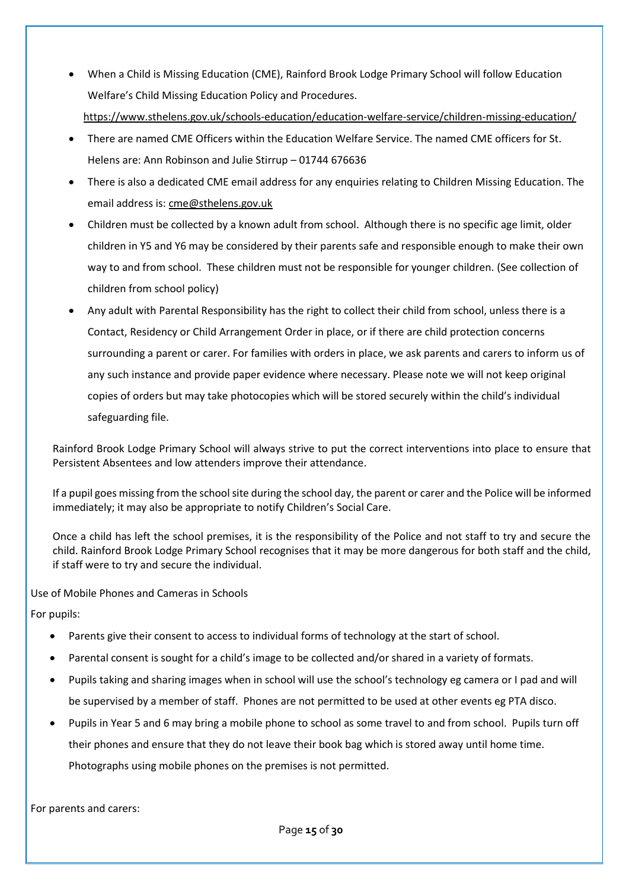- When a Child is Missing Education (CME), Rainford Brook Lodge Primary School will follow Education Welfare's Child Missing Education Policy and Procedures. https://www.sthelens.gov.uk/schools-education/education-welfare-service/children-missing-education/
- There are named CME Officers within the Education Welfare Service. The named CME officers for St. Helens are: Ann Robinson and Julie Stirrup – 01744 676636
- There is also a dedicated CME email address for any enquiries relating to Children Missing Education. The email address is: cme@sthelens.gov.uk
- Children must be collected by a known adult from school. Although there is no specific age limit, older children in Y5 and Y6 may be considered by their parents safe and responsible enough to make their own way to and from school. These children must not be responsible for younger children. (See collection of children from school policy)
- Any adult with Parental Responsibility has the right to collect their child from school, unless there is a Contact, Residency or Child Arrangement Order in place, or if there are child protection concerns surrounding a parent or carer. For families with orders in place, we ask parents and carers to inform us of any such instance and provide paper evidence where necessary. Please note we will not keep original copies of orders but may take photocopies which will be stored securely within the child's individual safeguarding file.

Rainford Brook Lodge Primary School will always strive to put the correct interventions into place to ensure that Persistent Absentees and low attenders improve their attendance.

If a pupil goes missing from the school site during the school day, the parent or carer and the Police will be informed immediately; it may also be appropriate to notify Children's Social Care.

Once a child has left the school premises, it is the responsibility of the Police and not staff to try and secure the child. Rainford Brook Lodge Primary School recognises that it may be more dangerous for both staff and the child, if staff were to try and secure the individual.

Use of Mobile Phones and Cameras in Schools

For pupils:

- Parents give their consent to access to individual forms of technology at the start of school.
- Parental consent is sought for a child's image to be collected and/or shared in a variety of formats.
- Pupils taking and sharing images when in school will use the school's technology eg camera or I pad and will be supervised by a member of staff. Phones are not permitted to be used at other events eg PTA disco.
- Pupils in Year 5 and 6 may bring a mobile phone to school as some travel to and from school. Pupils turn off their phones and ensure that they do not leave their book bag which is stored away until home time. Photographs using mobile phones on the premises is not permitted.

For parents and carers: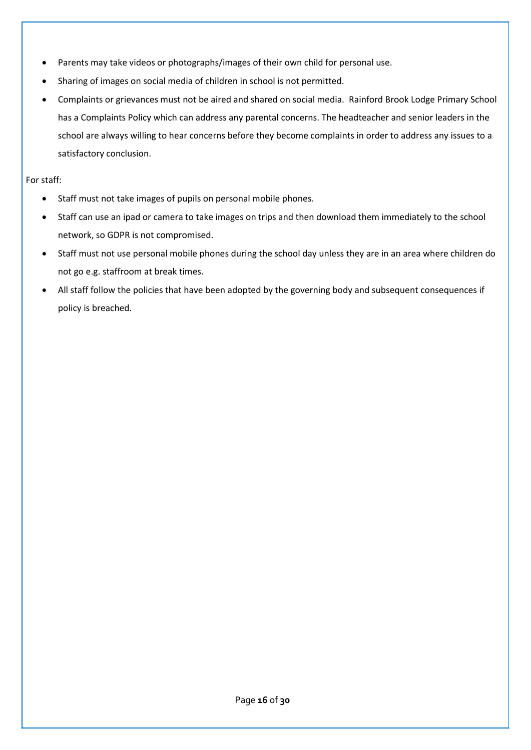- Parents may take videos or photographs/images of their own child for personal use.
- Sharing of images on social media of children in school is not permitted.
- Complaints or grievances must not be aired and shared on social media. Rainford Brook Lodge Primary School has a Complaints Policy which can address any parental concerns. The headteacher and senior leaders in the school are always willing to hear concerns before they become complaints in order to address any issues to a satisfactory conclusion.

For staff:

- Staff must not take images of pupils on personal mobile phones.
- Staff can use an ipad or camera to take images on trips and then download them immediately to the school network, so GDPR is not compromised.
- Staff must not use personal mobile phones during the school day unless they are in an area where children do not go e.g. staffroom at break times.
- All staff follow the policies that have been adopted by the governing body and subsequent consequences if policy is breached.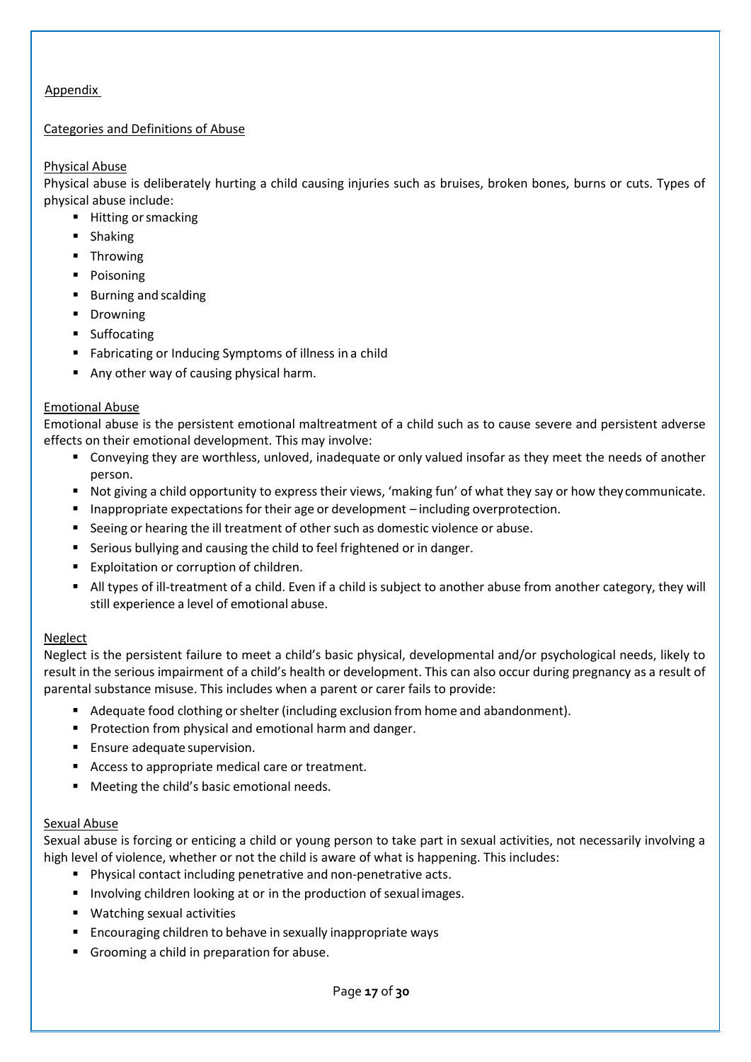## Appendix

### Categories and Definitions of Abuse

#### Physical Abuse

Physical abuse is deliberately hurting a child causing injuries such as bruises, broken bones, burns or cuts. Types of physical abuse include:

- Hitting or smacking
- Shaking
- Throwing
- Poisoning
- Burning and scalding
- Drowning
- Suffocating
- Fabricating or Inducing Symptoms of illness in a child
- Any other way of causing physical harm.

#### Emotional Abuse

Emotional abuse is the persistent emotional maltreatment of a child such as to cause severe and persistent adverse effects on their emotional development. This may involve:

- Conveying they are worthless, unloved, inadequate or only valued insofar as they meet the needs of another person.
- Not giving a child opportunity to express their views, 'making fun' of what they say or how they communicate.
- Inappropriate expectations for their age or development – including overprotection.
- Seeing or hearing the ill treatment of other such as domestic violence or abuse.
- Serious bullying and causing the child to feel frightened or in danger.
- Exploitation or corruption of children.
- All types of ill-treatment of a child. Even if a child is subject to another abuse from another category, they will still experience a level of emotional abuse.

#### Neglect

Neglect is the persistent failure to meet a child's basic physical, developmental and/or psychological needs, likely to result in the serious impairment of a child's health or development. This can also occur during pregnancy as a result of parental substance misuse. This includes when a parent or carer fails to provide:

- Adequate food clothing or shelter (including exclusion from home and abandonment).
- Protection from physical and emotional harm and danger.
- Ensure adequate supervision.
- Access to appropriate medical care or treatment.
- Meeting the child's basic emotional needs.

#### Sexual Abuse

Sexual abuse is forcing or enticing a child or young person to take part in sexual activities, not necessarily involving a high level of violence, whether or not the child is aware of what is happening. This includes:

- Physical contact including penetrative and non-penetrative acts.
- Involving children looking at or in the production of sexual images.
- Watching sexual activities
- Encouraging children to behave in sexually inappropriate ways
- Grooming a child in preparation for abuse.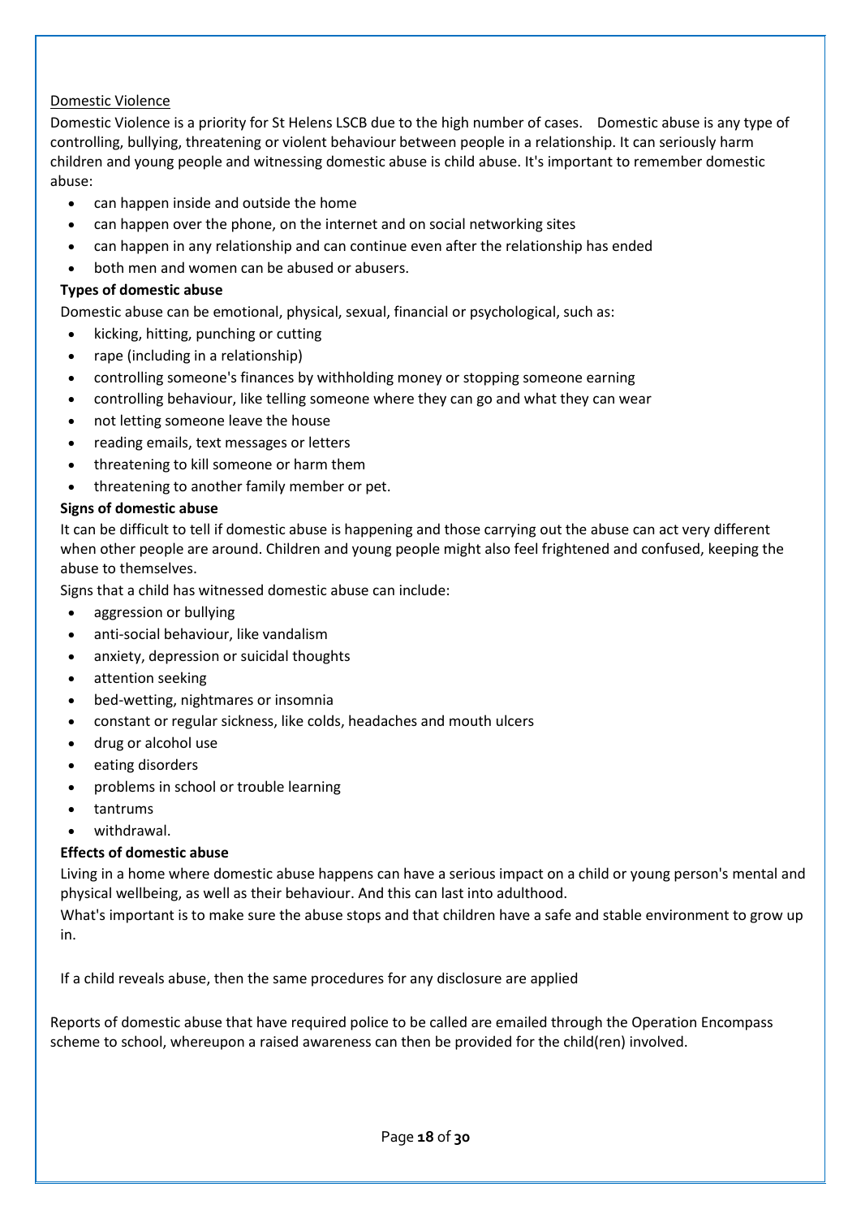Domestic Violence

Domestic Violence is a priority for St Helens LSCB due to the high number of cases. Domestic abuse is any type of controlling, bullying, threatening or violent behaviour between people in a relationship. It can seriously harm children and young people and witnessing domestic abuse is child abuse. It's important to remember domestic abuse:

- can happen inside and outside the home
- can happen over the phone, on the internet and on social networking sites
- can happen in any relationship and can continue even after the relationship has ended
- both men and women can be abused or abusers.

**Types of domestic abuse**

Domestic abuse can be emotional, physical, sexual, financial or psychological, such as:

- kicking, hitting, punching or cutting
- rape (including in a relationship)
- controlling someone's finances by withholding money or stopping someone earning
- controlling behaviour, like telling someone where they can go and what they can wear
- not letting someone leave the house
- reading emails, text messages or letters
- threatening to kill someone or harm them
- threatening to another family member or pet.

**Signs of domestic abuse**

It can be difficult to tell if domestic abuse is happening and those carrying out the abuse can act very different when other people are around. Children and young people might also feel frightened and confused, keeping the abuse to themselves.

Signs that a child has witnessed domestic abuse can include:

- aggression or bullying
- anti-social behaviour, like vandalism
- anxiety, depression or suicidal thoughts
- attention seeking
- bed-wetting, nightmares or insomnia
- constant or regular sickness, like colds, headaches and mouth ulcers
- drug or alcohol use
- eating disorders
- problems in school or trouble learning
- tantrums
- withdrawal.

**Effects of domestic abuse**

Living in a home where domestic abuse happens can have a serious impact on a child or young person's mental and physical wellbeing, as well as their behaviour. And this can last into adulthood.

What's important is to make sure the abuse stops and that children have a safe and stable environment to grow up in.

If a child reveals abuse, then the same procedures for any disclosure are applied

Reports of domestic abuse that have required police to be called are emailed through the Operation Encompass scheme to school, whereupon a raised awareness can then be provided for the child(ren) involved.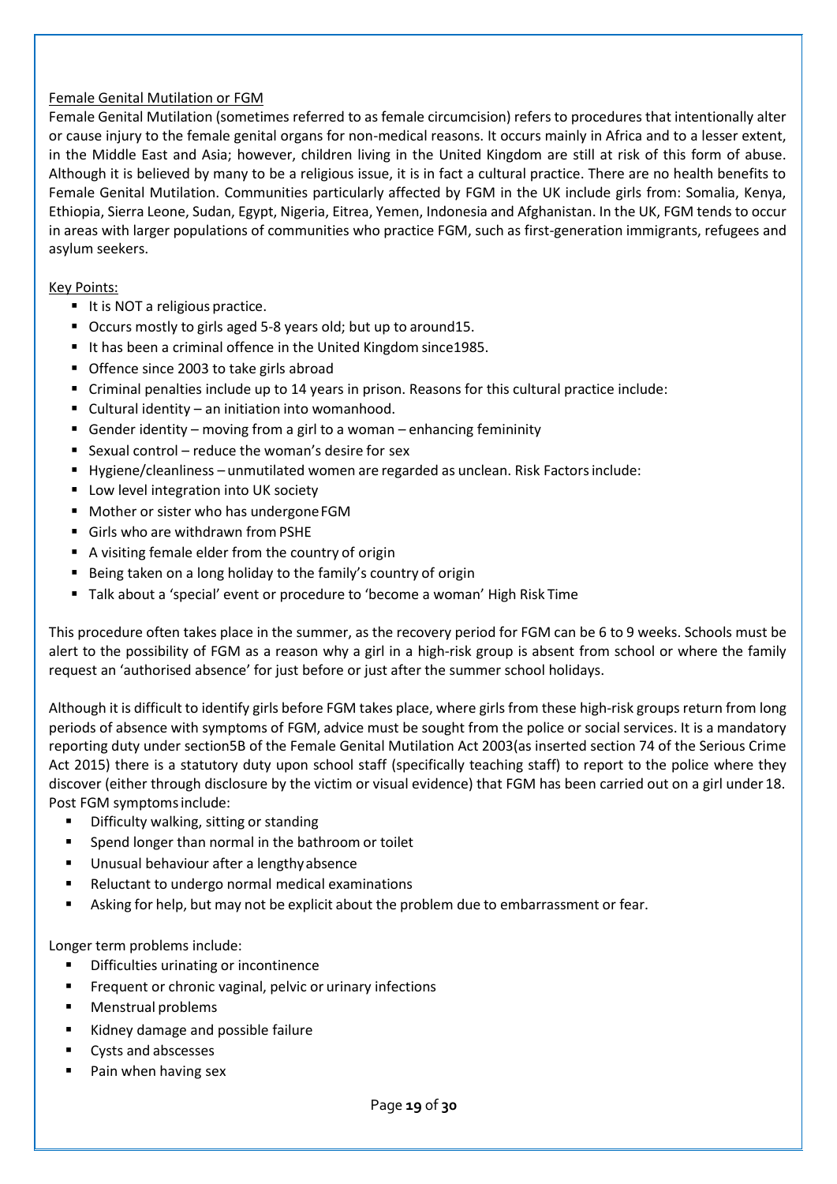Female Genital Mutilation or FGM

Female Genital Mutilation (sometimes referred to as female circumcision) refers to procedures that intentionally alter or cause injury to the female genital organs for non-medical reasons. It occurs mainly in Africa and to a lesser extent, in the Middle East and Asia; however, children living in the United Kingdom are still at risk of this form of abuse. Although it is believed by many to be a religious issue, it is in fact a cultural practice. There are no health benefits to Female Genital Mutilation. Communities particularly affected by FGM in the UK include girls from: Somalia, Kenya, Ethiopia, Sierra Leone, Sudan, Egypt, Nigeria, Eitrea, Yemen, Indonesia and Afghanistan. In the UK, FGM tends to occur in areas with larger populations of communities who practice FGM, such as first-generation immigrants, refugees and asylum seekers.

Key Points:

- It is NOT a religious practice.
- Occurs mostly to girls aged 5-8 years old; but up to around15.
- It has been a criminal offence in the United Kingdom since1985.
- Offence since 2003 to take girls abroad
- Criminal penalties include up to 14 years in prison. Reasons for this cultural practice include:
- Cultural identity – an initiation into womanhood.
- Gender identity – moving from a girl to a woman – enhancing femininity
- Sexual control – reduce the woman's desire for sex
- Hygiene/cleanliness – unmutilated women are regarded as unclean. Risk Factors include:
- Low level integration into UK society
- Mother or sister who has undergone FGM
- Girls who are withdrawn from PSHE
- A visiting female elder from the country of origin
- Being taken on a long holiday to the family's country of origin
- Talk about a 'special' event or procedure to 'become a woman' High Risk Time

This procedure often takes place in the summer, as the recovery period for FGM can be 6 to 9 weeks. Schools must be alert to the possibility of FGM as a reason why a girl in a high-risk group is absent from school or where the family request an 'authorised absence' for just before or just after the summer school holidays.

Although it is difficult to identify girls before FGM takes place, where girls from these high-risk groups return from long periods of absence with symptoms of FGM, advice must be sought from the police or social services. It is a mandatory reporting duty under section5B of the Female Genital Mutilation Act 2003(as inserted section 74 of the Serious Crime Act 2015) there is a statutory duty upon school staff (specifically teaching staff) to report to the police where they discover (either through disclosure by the victim or visual evidence) that FGM has been carried out on a girl under 18. Post FGM symptoms include:

- Difficulty walking, sitting or standing
- Spend longer than normal in the bathroom or toilet
- Unusual behaviour after a lengthy absence
- Reluctant to undergo normal medical examinations
- Asking for help, but may not be explicit about the problem due to embarrassment or fear.

Longer term problems include:

- Difficulties urinating or incontinence
- Frequent or chronic vaginal, pelvic or urinary infections
- Menstrual problems
- Kidney damage and possible failure
- Cysts and abscesses
- Pain when having sex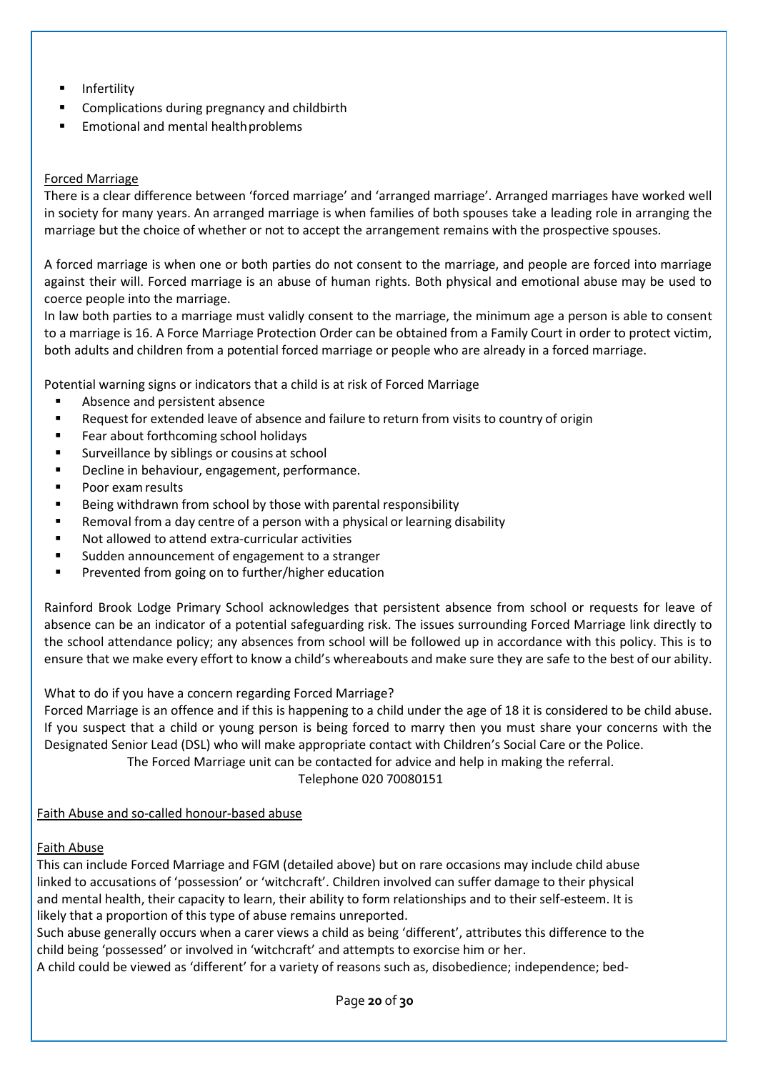- Infertility
- Complications during pregnancy and childbirth
- Emotional and mental health problems

<u>Forced Marriage</u>

There is a clear difference between 'forced marriage' and 'arranged marriage'. Arranged marriages have worked well in society for many years. An arranged marriage is when families of both spouses take a leading role in arranging the marriage but the choice of whether or not to accept the arrangement remains with the prospective spouses.

A forced marriage is when one or both parties do not consent to the marriage, and people are forced into marriage against their will. Forced marriage is an abuse of human rights. Both physical and emotional abuse may be used to coerce people into the marriage.

In law both parties to a marriage must validly consent to the marriage, the minimum age a person is able to consent to a marriage is 16. A Force Marriage Protection Order can be obtained from a Family Court in order to protect victim, both adults and children from a potential forced marriage or people who are already in a forced marriage.

Potential warning signs or indicators that a child is at risk of Forced Marriage

- Absence and persistent absence
- Request for extended leave of absence and failure to return from visits to country of origin
- Fear about forthcoming school holidays
- Surveillance by siblings or cousins at school
- Decline in behaviour, engagement, performance.
- Poor exam results
- Being withdrawn from school by those with parental responsibility
- Removal from a day centre of a person with a physical or learning disability
- Not allowed to attend extra-curricular activities
- Sudden announcement of engagement to a stranger
- Prevented from going on to further/higher education

Rainford Brook Lodge Primary School acknowledges that persistent absence from school or requests for leave of absence can be an indicator of a potential safeguarding risk. The issues surrounding Forced Marriage link directly to the school attendance policy; any absences from school will be followed up in accordance with this policy. This is to ensure that we make every effort to know a child's whereabouts and make sure they are safe to the best of our ability.

What to do if you have a concern regarding Forced Marriage?

Forced Marriage is an offence and if this is happening to a child under the age of 18 it is considered to be child abuse. If you suspect that a child or young person is being forced to marry then you must share your concerns with the Designated Senior Lead (DSL) who will make appropriate contact with Children's Social Care or the Police.

The Forced Marriage unit can be contacted for advice and help in making the referral.

Telephone 020 70080151

<u>Faith Abuse and so-called honour-based abuse</u>

<u>Faith Abuse</u>

This can include Forced Marriage and FGM (detailed above) but on rare occasions may include child abuse linked to accusations of 'possession' or 'witchcraft'. Children involved can suffer damage to their physical and mental health, their capacity to learn, their ability to form relationships and to their self-esteem. It is likely that a proportion of this type of abuse remains unreported.

Such abuse generally occurs when a carer views a child as being 'different', attributes this difference to the child being 'possessed' or involved in 'witchcraft' and attempts to exorcise him or her.

A child could be viewed as 'different' for a variety of reasons such as, disobedience; independence; bed-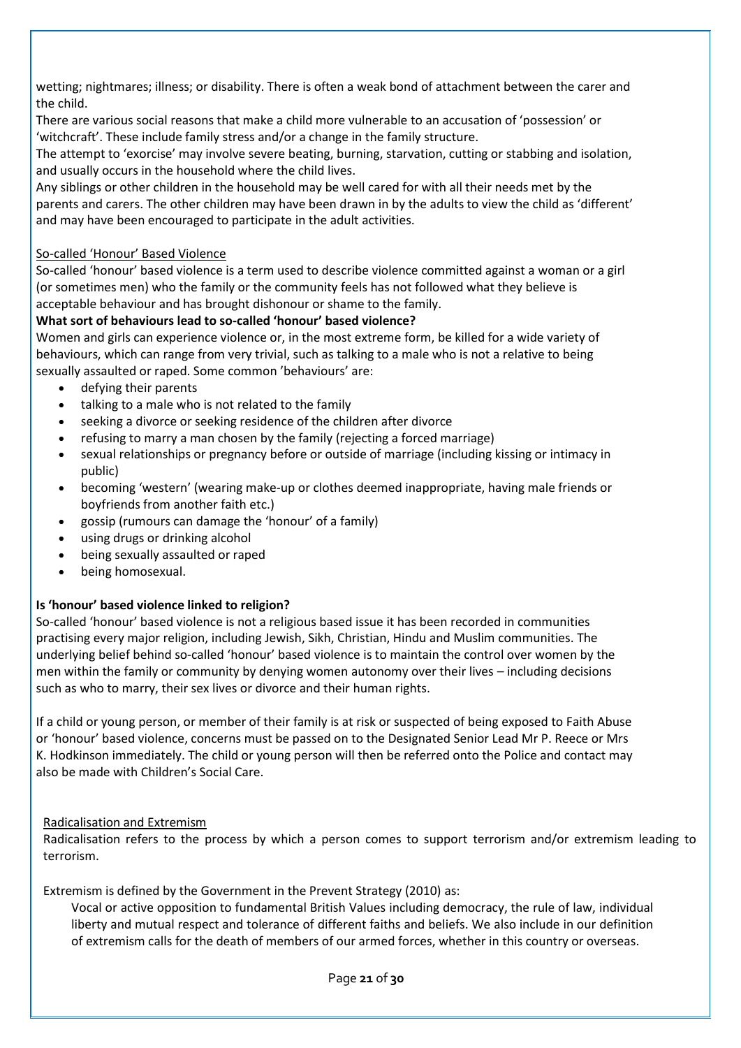wetting; nightmares; illness; or disability. There is often a weak bond of attachment between the carer and the child.

There are various social reasons that make a child more vulnerable to an accusation of 'possession' or 'witchcraft'. These include family stress and/or a change in the family structure.

The attempt to 'exorcise' may involve severe beating, burning, starvation, cutting or stabbing and isolation, and usually occurs in the household where the child lives.

Any siblings or other children in the household may be well cared for with all their needs met by the parents and carers. The other children may have been drawn in by the adults to view the child as 'different' and may have been encouraged to participate in the adult activities.

So-called 'Honour' Based Violence

So-called 'honour' based violence is a term used to describe violence committed against a woman or a girl (or sometimes men) who the family or the community feels has not followed what they believe is acceptable behaviour and has brought dishonour or shame to the family.

**What sort of behaviours lead to so-called 'honour' based violence?**

Women and girls can experience violence or, in the most extreme form, be killed for a wide variety of behaviours, which can range from very trivial, such as talking to a male who is not a relative to being sexually assaulted or raped. Some common 'behaviours' are:

- defying their parents
- talking to a male who is not related to the family
- seeking a divorce or seeking residence of the children after divorce
- refusing to marry a man chosen by the family (rejecting a forced marriage)
- sexual relationships or pregnancy before or outside of marriage (including kissing or intimacy in public)
- becoming 'western' (wearing make-up or clothes deemed inappropriate, having male friends or boyfriends from another faith etc.)
- gossip (rumours can damage the 'honour' of a family)
- using drugs or drinking alcohol
- being sexually assaulted or raped
- being homosexual.

**Is 'honour' based violence linked to religion?**

So-called 'honour' based violence is not a religious based issue it has been recorded in communities practising every major religion, including Jewish, Sikh, Christian, Hindu and Muslim communities. The underlying belief behind so-called 'honour' based violence is to maintain the control over women by the men within the family or community by denying women autonomy over their lives – including decisions such as who to marry, their sex lives or divorce and their human rights.

If a child or young person, or member of their family is at risk or suspected of being exposed to Faith Abuse or 'honour' based violence, concerns must be passed on to the Designated Senior Lead Mr P. Reece or Mrs K. Hodkinson immediately. The child or young person will then be referred onto the Police and contact may also be made with Children's Social Care.

Radicalisation and Extremism

Radicalisation refers to the process by which a person comes to support terrorism and/or extremism leading to terrorism.

Extremism is defined by the Government in the Prevent Strategy (2010) as:

> Vocal or active opposition to fundamental British Values including democracy, the rule of law, individual liberty and mutual respect and tolerance of different faiths and beliefs. We also include in our definition of extremism calls for the death of members of our armed forces, whether in this country or overseas.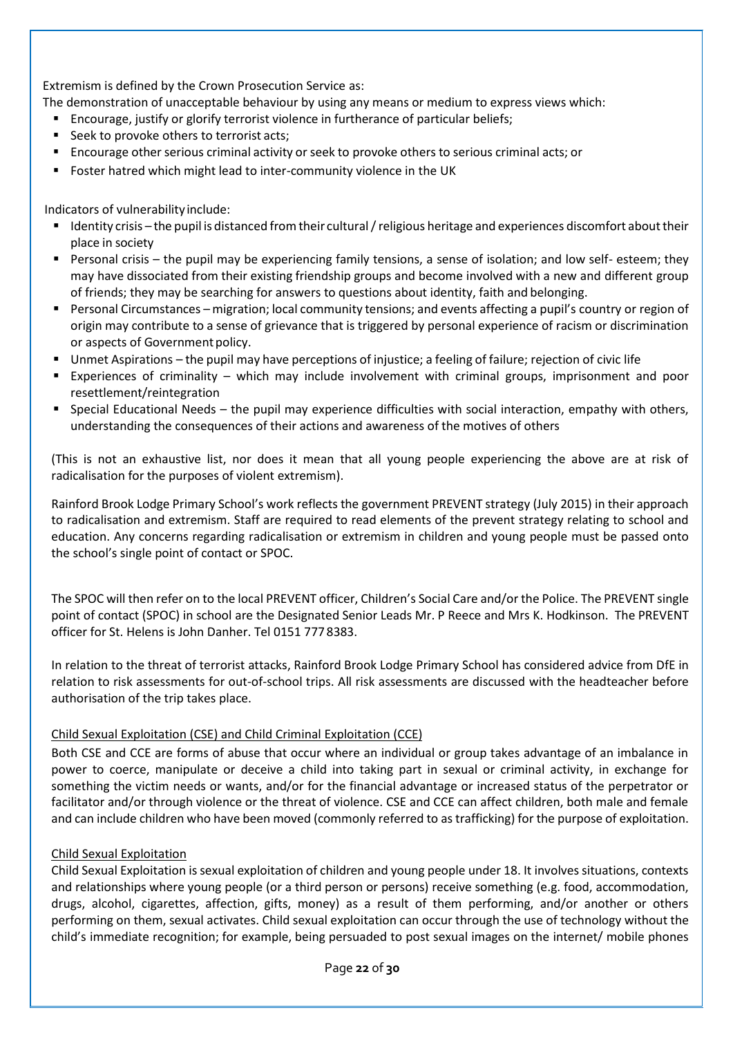Extremism is defined by the Crown Prosecution Service as:

The demonstration of unacceptable behaviour by using any means or medium to express views which:

- Encourage, justify or glorify terrorist violence in furtherance of particular beliefs;
- Seek to provoke others to terrorist acts;
- Encourage other serious criminal activity or seek to provoke others to serious criminal acts; or
- Foster hatred which might lead to inter-community violence in the UK

Indicators of vulnerability include:

- Identity crisis – the pupil is distanced from their cultural / religious heritage and experiences discomfort about their place in society
- Personal crisis – the pupil may be experiencing family tensions, a sense of isolation; and low self- esteem; they may have dissociated from their existing friendship groups and become involved with a new and different group of friends; they may be searching for answers to questions about identity, faith and belonging.
- Personal Circumstances – migration; local community tensions; and events affecting a pupil's country or region of origin may contribute to a sense of grievance that is triggered by personal experience of racism or discrimination or aspects of Government policy.
- Unmet Aspirations – the pupil may have perceptions of injustice; a feeling of failure; rejection of civic life
- Experiences of criminality – which may include involvement with criminal groups, imprisonment and poor resettlement/reintegration
- Special Educational Needs – the pupil may experience difficulties with social interaction, empathy with others, understanding the consequences of their actions and awareness of the motives of others

(This is not an exhaustive list, nor does it mean that all young people experiencing the above are at risk of radicalisation for the purposes of violent extremism).

Rainford Brook Lodge Primary School's work reflects the government PREVENT strategy (July 2015) in their approach to radicalisation and extremism. Staff are required to read elements of the prevent strategy relating to school and education. Any concerns regarding radicalisation or extremism in children and young people must be passed onto the school's single point of contact or SPOC.

The SPOC will then refer on to the local PREVENT officer, Children's Social Care and/or the Police. The PREVENT single point of contact (SPOC) in school are the Designated Senior Leads Mr. P Reece and Mrs K. Hodkinson. The PREVENT officer for St. Helens is John Danher. Tel 0151 777 8383.

In relation to the threat of terrorist attacks, Rainford Brook Lodge Primary School has considered advice from DfE in relation to risk assessments for out-of-school trips. All risk assessments are discussed with the headteacher before authorisation of the trip takes place.

<u>Child Sexual Exploitation (CSE) and Child Criminal Exploitation (CCE)</u>

Both CSE and CCE are forms of abuse that occur where an individual or group takes advantage of an imbalance in power to coerce, manipulate or deceive a child into taking part in sexual or criminal activity, in exchange for something the victim needs or wants, and/or for the financial advantage or increased status of the perpetrator or facilitator and/or through violence or the threat of violence. CSE and CCE can affect children, both male and female and can include children who have been moved (commonly referred to as trafficking) for the purpose of exploitation.

<u>Child Sexual Exploitation</u>

Child Sexual Exploitation is sexual exploitation of children and young people under 18. It involves situations, contexts and relationships where young people (or a third person or persons) receive something (e.g. food, accommodation, drugs, alcohol, cigarettes, affection, gifts, money) as a result of them performing, and/or another or others performing on them, sexual activates. Child sexual exploitation can occur through the use of technology without the child's immediate recognition; for example, being persuaded to post sexual images on the internet/ mobile phones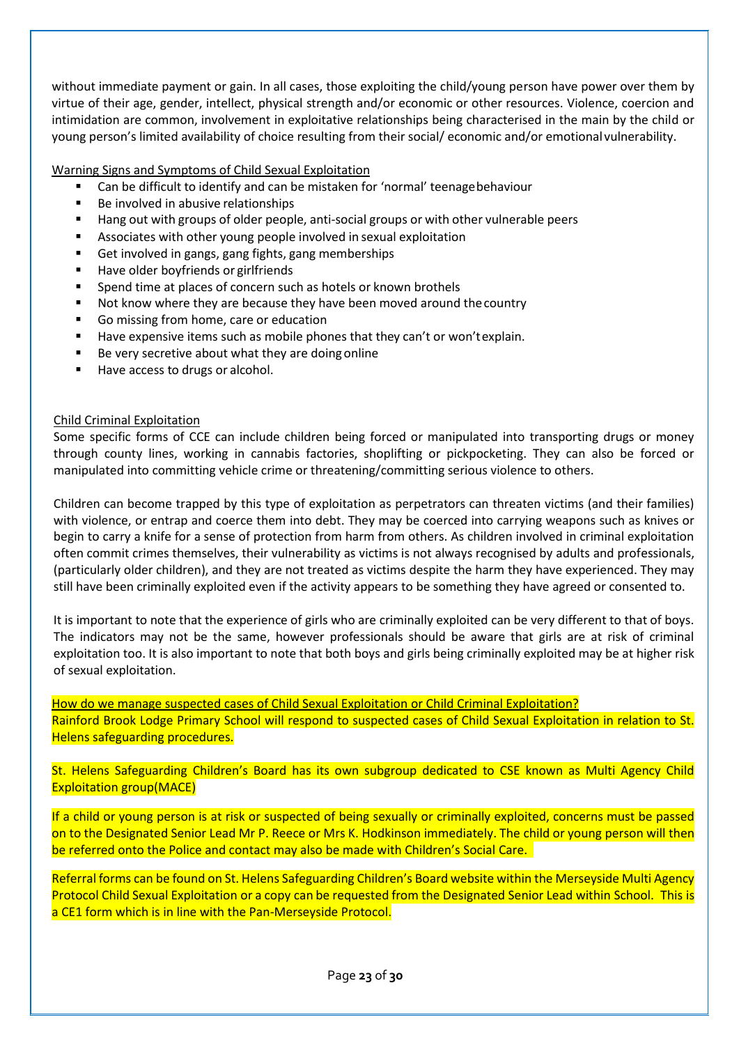without immediate payment or gain. In all cases, those exploiting the child/young person have power over them by virtue of their age, gender, intellect, physical strength and/or economic or other resources. Violence, coercion and intimidation are common, involvement in exploitative relationships being characterised in the main by the child or young person's limited availability of choice resulting from their social/ economic and/or emotional vulnerability.

Warning Signs and Symptoms of Child Sexual Exploitation

- Can be difficult to identify and can be mistaken for 'normal' teenage behaviour
- Be involved in abusive relationships
- Hang out with groups of older people, anti-social groups or with other vulnerable peers
- Associates with other young people involved in sexual exploitation
- Get involved in gangs, gang fights, gang memberships
- Have older boyfriends or girlfriends
- Spend time at places of concern such as hotels or known brothels
- Not know where they are because they have been moved around the country
- Go missing from home, care or education
- Have expensive items such as mobile phones that they can't or won't explain.
- Be very secretive about what they are doing online
- Have access to drugs or alcohol.

Child Criminal Exploitation

Some specific forms of CCE can include children being forced or manipulated into transporting drugs or money through county lines, working in cannabis factories, shoplifting or pickpocketing. They can also be forced or manipulated into committing vehicle crime or threatening/committing serious violence to others.

Children can become trapped by this type of exploitation as perpetrators can threaten victims (and their families) with violence, or entrap and coerce them into debt. They may be coerced into carrying weapons such as knives or begin to carry a knife for a sense of protection from harm from others. As children involved in criminal exploitation often commit crimes themselves, their vulnerability as victims is not always recognised by adults and professionals, (particularly older children), and they are not treated as victims despite the harm they have experienced. They may still have been criminally exploited even if the activity appears to be something they have agreed or consented to.

It is important to note that the experience of girls who are criminally exploited can be very different to that of boys. The indicators may not be the same, however professionals should be aware that girls are at risk of criminal exploitation too. It is also important to note that both boys and girls being criminally exploited may be at higher risk of sexual exploitation.

How do we manage suspected cases of Child Sexual Exploitation or Child Criminal Exploitation?

Rainford Brook Lodge Primary School will respond to suspected cases of Child Sexual Exploitation in relation to St. Helens safeguarding procedures.

St. Helens Safeguarding Children's Board has its own subgroup dedicated to CSE known as Multi Agency Child Exploitation group(MACE)

If a child or young person is at risk or suspected of being sexually or criminally exploited, concerns must be passed on to the Designated Senior Lead Mr P. Reece or Mrs K. Hodkinson immediately. The child or young person will then be referred onto the Police and contact may also be made with Children's Social Care.

Referral forms can be found on St. Helens Safeguarding Children's Board website within the Merseyside Multi Agency Protocol Child Sexual Exploitation or a copy can be requested from the Designated Senior Lead within School. This is a CE1 form which is in line with the Pan-Merseyside Protocol.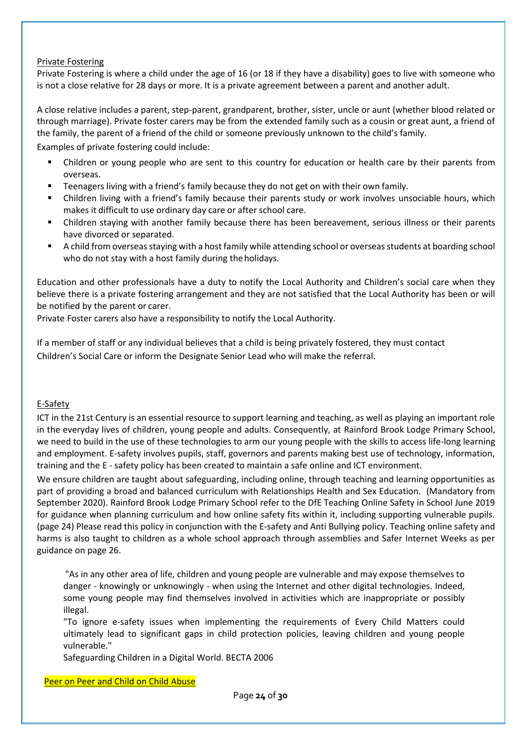<u>Private Fostering</u>

Private Fostering is where a child under the age of 16 (or 18 if they have a disability) goes to live with someone who is not a close relative for 28 days or more. It is a private agreement between a parent and another adult.

A close relative includes a parent, step-parent, grandparent, brother, sister, uncle or aunt (whether blood related or through marriage). Private foster carers may be from the extended family such as a cousin or great aunt, a friend of the family, the parent of a friend of the child or someone previously unknown to the child's family.

Examples of private fostering could include:

- Children or young people who are sent to this country for education or health care by their parents from overseas.
- Teenagers living with a friend's family because they do not get on with their own family.
- Children living with a friend's family because their parents study or work involves unsociable hours, which makes it difficult to use ordinary day care or after school care.
- Children staying with another family because there has been bereavement, serious illness or their parents have divorced or separated.
- A child from overseas staying with a host family while attending school or overseas students at boarding school who do not stay with a host family during the holidays.

Education and other professionals have a duty to notify the Local Authority and Children's social care when they believe there is a private fostering arrangement and they are not satisfied that the Local Authority has been or will be notified by the parent or carer.

Private Foster carers also have a responsibility to notify the Local Authority.

If a member of staff or any individual believes that a child is being privately fostered, they must contact Children's Social Care or inform the Designate Senior Lead who will make the referral.

<u>E-Safety</u>

ICT in the 21st Century is an essential resource to support learning and teaching, as well as playing an important role in the everyday lives of children, young people and adults. Consequently, at Rainford Brook Lodge Primary School, we need to build in the use of these technologies to arm our young people with the skills to access life-long learning and employment. E-safety involves pupils, staff, governors and parents making best use of technology, information, training and the E - safety policy has been created to maintain a safe online and ICT environment.

We ensure children are taught about safeguarding, including online, through teaching and learning opportunities as part of providing a broad and balanced curriculum with Relationships Health and Sex Education. (Mandatory from September 2020). Rainford Brook Lodge Primary School refer to the DfE Teaching Online Safety in School June 2019 for guidance when planning curriculum and how online safety fits within it, including supporting vulnerable pupils. (page 24) Please read this policy in conjunction with the E-safety and Anti Bullying policy. Teaching online safety and harms is also taught to children as a whole school approach through assemblies and Safer Internet Weeks as per guidance on page 26.

> "As in any other area of life, children and young people are vulnerable and may expose themselves to danger - knowingly or unknowingly - when using the Internet and other digital technologies. Indeed, some young people may find themselves involved in activities which are inappropriate or possibly illegal.
>
> "To ignore e-safety issues when implementing the requirements of Every Child Matters could ultimately lead to significant gaps in child protection policies, leaving children and young people vulnerable."
>
> Safeguarding Children in a Digital World. BECTA 2006

<u>Peer on Peer and Child on Child Abuse</u>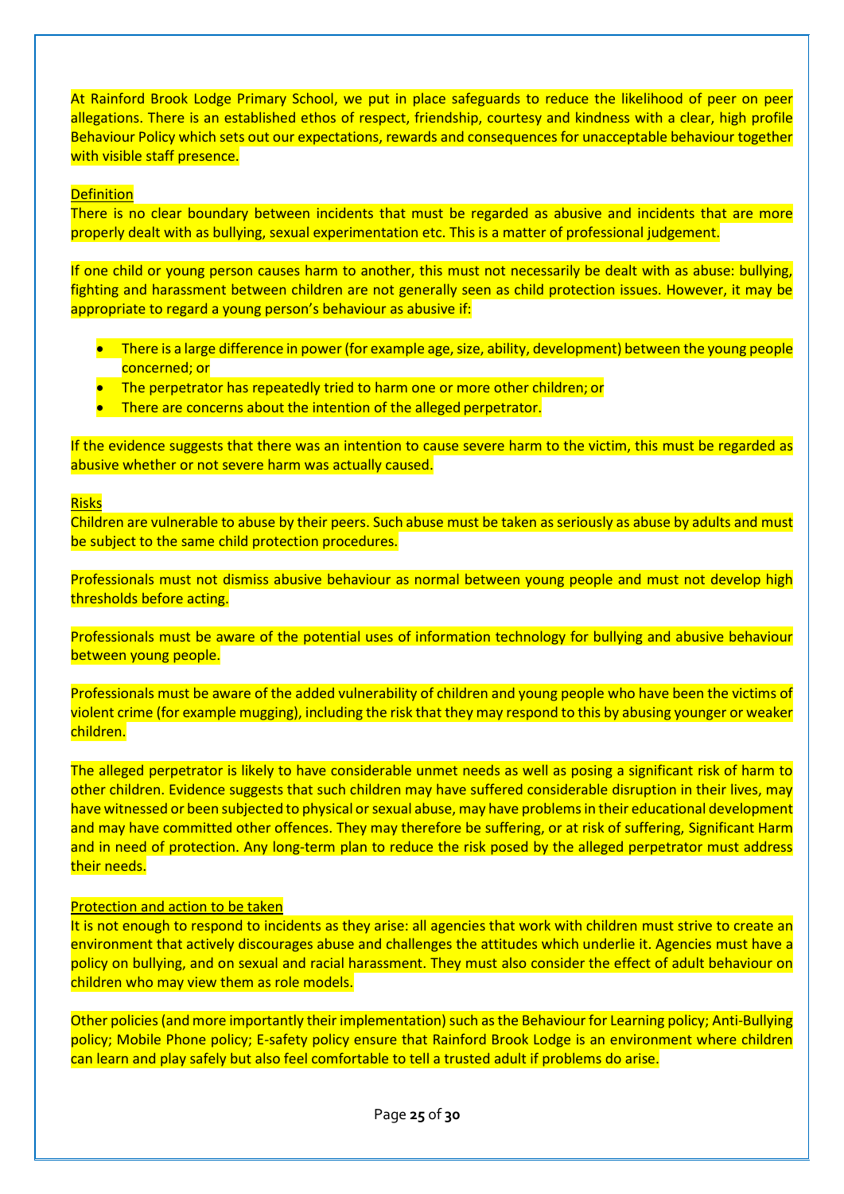At Rainford Brook Lodge Primary School, we put in place safeguards to reduce the likelihood of peer on peer allegations. There is an established ethos of respect, friendship, courtesy and kindness with a clear, high profile Behaviour Policy which sets out our expectations, rewards and consequences for unacceptable behaviour together with visible staff presence.

Definition

There is no clear boundary between incidents that must be regarded as abusive and incidents that are more properly dealt with as bullying, sexual experimentation etc. This is a matter of professional judgement.

If one child or young person causes harm to another, this must not necessarily be dealt with as abuse: bullying, fighting and harassment between children are not generally seen as child protection issues. However, it may be appropriate to regard a young person's behaviour as abusive if:

- There is a large difference in power (for example age, size, ability, development) between the young people concerned; or
- The perpetrator has repeatedly tried to harm one or more other children; or
- There are concerns about the intention of the alleged perpetrator.

If the evidence suggests that there was an intention to cause severe harm to the victim, this must be regarded as abusive whether or not severe harm was actually caused.

Risks

Children are vulnerable to abuse by their peers. Such abuse must be taken as seriously as abuse by adults and must be subject to the same child protection procedures.

Professionals must not dismiss abusive behaviour as normal between young people and must not develop high thresholds before acting.

Professionals must be aware of the potential uses of information technology for bullying and abusive behaviour between young people.

Professionals must be aware of the added vulnerability of children and young people who have been the victims of violent crime (for example mugging), including the risk that they may respond to this by abusing younger or weaker children.

The alleged perpetrator is likely to have considerable unmet needs as well as posing a significant risk of harm to other children. Evidence suggests that such children may have suffered considerable disruption in their lives, may have witnessed or been subjected to physical or sexual abuse, may have problems in their educational development and may have committed other offences. They may therefore be suffering, or at risk of suffering, Significant Harm and in need of protection. Any long-term plan to reduce the risk posed by the alleged perpetrator must address their needs.

Protection and action to be taken

It is not enough to respond to incidents as they arise: all agencies that work with children must strive to create an environment that actively discourages abuse and challenges the attitudes which underlie it. Agencies must have a policy on bullying, and on sexual and racial harassment. They must also consider the effect of adult behaviour on children who may view them as role models.

Other policies (and more importantly their implementation) such as the Behaviour for Learning policy; Anti-Bullying policy; Mobile Phone policy; E-safety policy ensure that Rainford Brook Lodge is an environment where children can learn and play safely but also feel comfortable to tell a trusted adult if problems do arise.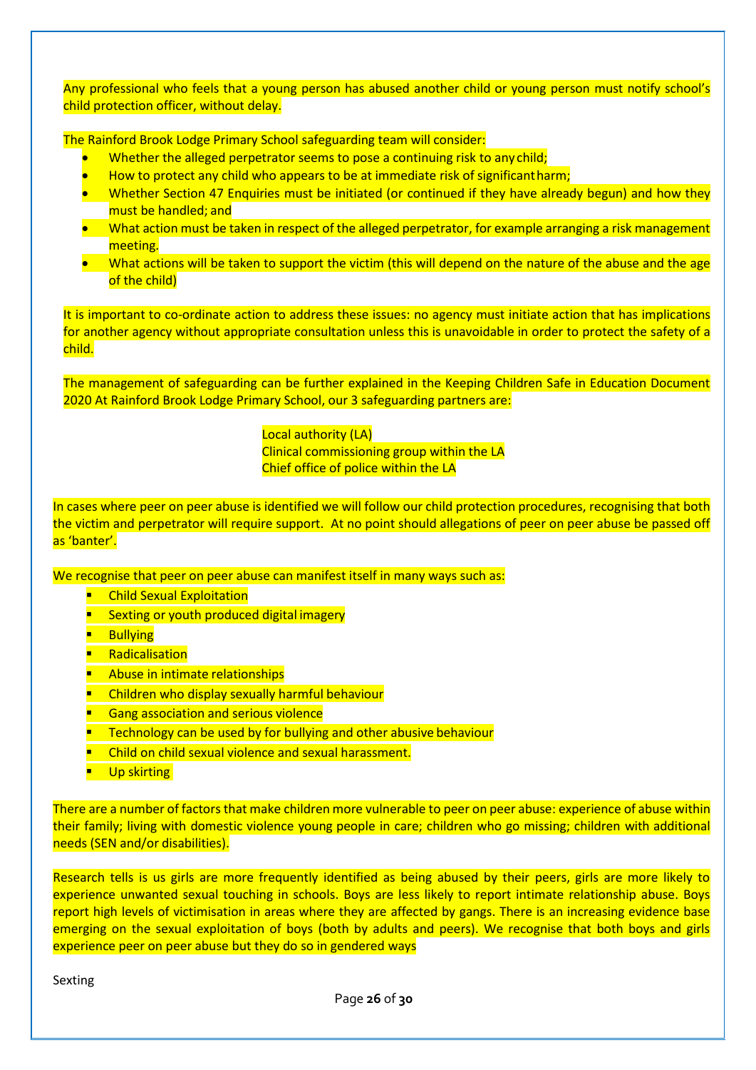Any professional who feels that a young person has abused another child or young person must notify school's child protection officer, without delay.

The Rainford Brook Lodge Primary School safeguarding team will consider:

- Whether the alleged perpetrator seems to pose a continuing risk to any child;
- How to protect any child who appears to be at immediate risk of significant harm;
- Whether Section 47 Enquiries must be initiated (or continued if they have already begun) and how they must be handled; and
- What action must be taken in respect of the alleged perpetrator, for example arranging a risk management meeting.
- What actions will be taken to support the victim (this will depend on the nature of the abuse and the age of the child)

It is important to co-ordinate action to address these issues: no agency must initiate action that has implications for another agency without appropriate consultation unless this is unavoidable in order to protect the safety of a child.

The management of safeguarding can be further explained in the Keeping Children Safe in Education Document 2020 At Rainford Brook Lodge Primary School, our 3 safeguarding partners are:

Local authority (LA)
Clinical commissioning group within the LA
Chief office of police within the LA

In cases where peer on peer abuse is identified we will follow our child protection procedures, recognising that both the victim and perpetrator will require support. At no point should allegations of peer on peer abuse be passed off as 'banter'.

We recognise that peer on peer abuse can manifest itself in many ways such as:

- Child Sexual Exploitation
- Sexting or youth produced digital imagery
- Bullying
- Radicalisation
- Abuse in intimate relationships
- Children who display sexually harmful behaviour
- Gang association and serious violence
- Technology can be used by for bullying and other abusive behaviour
- Child on child sexual violence and sexual harassment.
- Up skirting

There are a number of factors that make children more vulnerable to peer on peer abuse: experience of abuse within their family; living with domestic violence young people in care; children who go missing; children with additional needs (SEN and/or disabilities).

Research tells is us girls are more frequently identified as being abused by their peers, girls are more likely to experience unwanted sexual touching in schools. Boys are less likely to report intimate relationship abuse. Boys report high levels of victimisation in areas where they are affected by gangs. There is an increasing evidence base emerging on the sexual exploitation of boys (both by adults and peers). We recognise that both boys and girls experience peer on peer abuse but they do so in gendered ways

Sexting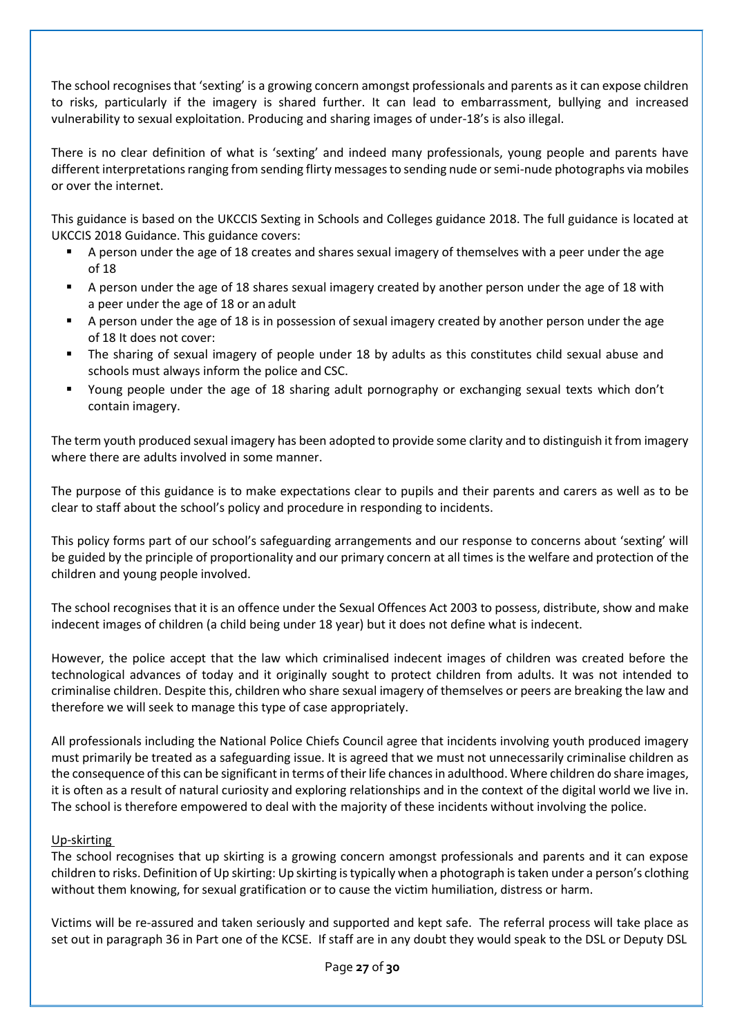The school recognises that 'sexting' is a growing concern amongst professionals and parents as it can expose children to risks, particularly if the imagery is shared further. It can lead to embarrassment, bullying and increased vulnerability to sexual exploitation. Producing and sharing images of under-18's is also illegal.

There is no clear definition of what is 'sexting' and indeed many professionals, young people and parents have different interpretations ranging from sending flirty messages to sending nude or semi-nude photographs via mobiles or over the internet.

This guidance is based on the UKCCIS Sexting in Schools and Colleges guidance 2018. The full guidance is located at UKCCIS 2018 Guidance. This guidance covers:

- A person under the age of 18 creates and shares sexual imagery of themselves with a peer under the age of 18
- A person under the age of 18 shares sexual imagery created by another person under the age of 18 with a peer under the age of 18 or an adult
- A person under the age of 18 is in possession of sexual imagery created by another person under the age of 18 It does not cover:
- The sharing of sexual imagery of people under 18 by adults as this constitutes child sexual abuse and schools must always inform the police and CSC.
- Young people under the age of 18 sharing adult pornography or exchanging sexual texts which don't contain imagery.

The term youth produced sexual imagery has been adopted to provide some clarity and to distinguish it from imagery where there are adults involved in some manner.

The purpose of this guidance is to make expectations clear to pupils and their parents and carers as well as to be clear to staff about the school's policy and procedure in responding to incidents.

This policy forms part of our school's safeguarding arrangements and our response to concerns about 'sexting' will be guided by the principle of proportionality and our primary concern at all times is the welfare and protection of the children and young people involved.

The school recognises that it is an offence under the Sexual Offences Act 2003 to possess, distribute, show and make indecent images of children (a child being under 18 year) but it does not define what is indecent.

However, the police accept that the law which criminalised indecent images of children was created before the technological advances of today and it originally sought to protect children from adults. It was not intended to criminalise children. Despite this, children who share sexual imagery of themselves or peers are breaking the law and therefore we will seek to manage this type of case appropriately.

All professionals including the National Police Chiefs Council agree that incidents involving youth produced imagery must primarily be treated as a safeguarding issue. It is agreed that we must not unnecessarily criminalise children as the consequence of this can be significant in terms of their life chances in adulthood. Where children do share images, it is often as a result of natural curiosity and exploring relationships and in the context of the digital world we live in. The school is therefore empowered to deal with the majority of these incidents without involving the police.

Up-skirting

The school recognises that up skirting is a growing concern amongst professionals and parents and it can expose children to risks. Definition of Up skirting: Up skirting is typically when a photograph is taken under a person's clothing without them knowing, for sexual gratification or to cause the victim humiliation, distress or harm.

Victims will be re-assured and taken seriously and supported and kept safe. The referral process will take place as set out in paragraph 36 in Part one of the KCSE. If staff are in any doubt they would speak to the DSL or Deputy DSL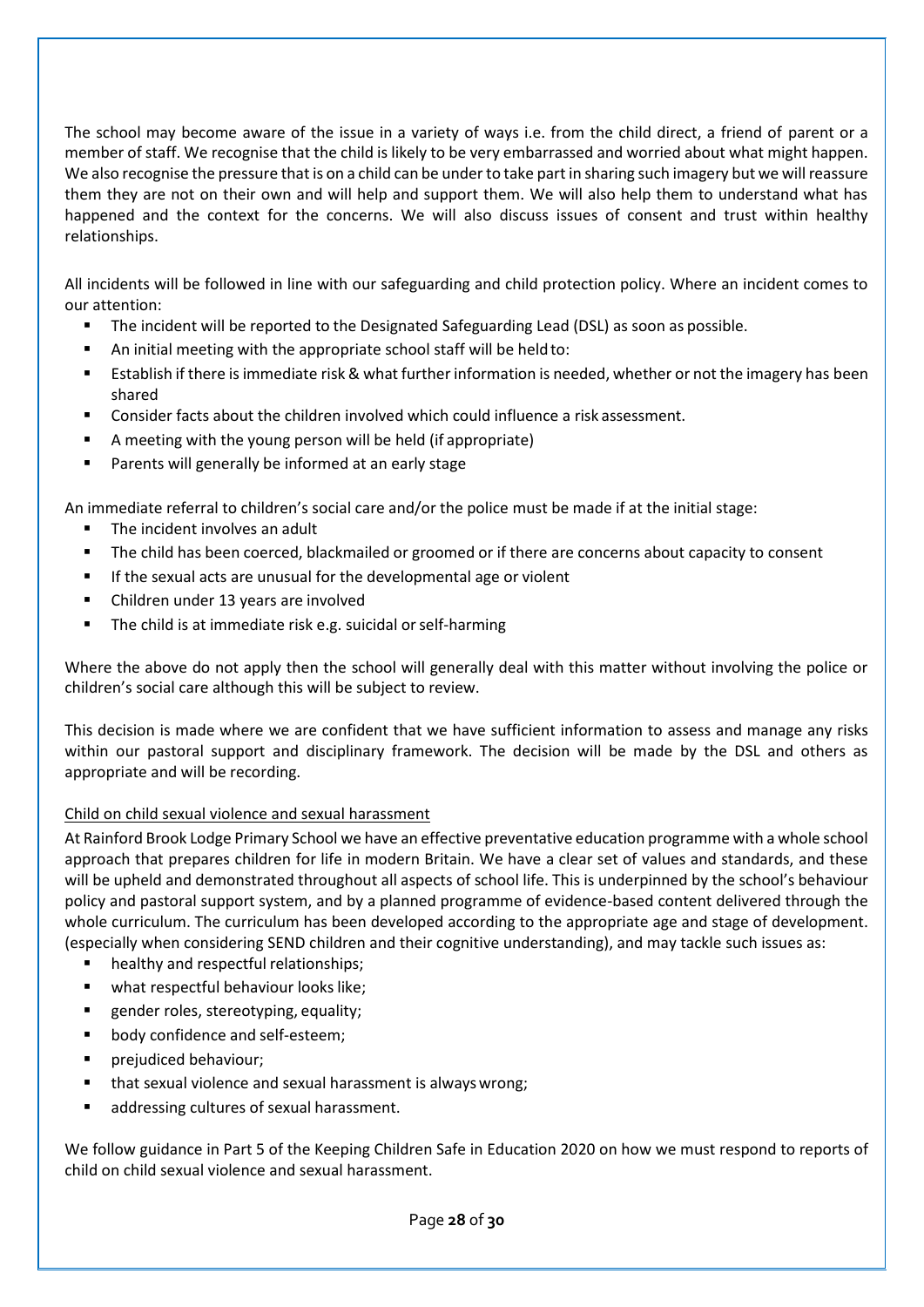The school may become aware of the issue in a variety of ways i.e. from the child direct, a friend of parent or a member of staff. We recognise that the child is likely to be very embarrassed and worried about what might happen. We also recognise the pressure that is on a child can be under to take part in sharing such imagery but we will reassure them they are not on their own and will help and support them. We will also help them to understand what has happened and the context for the concerns. We will also discuss issues of consent and trust within healthy relationships.

All incidents will be followed in line with our safeguarding and child protection policy. Where an incident comes to our attention:

- The incident will be reported to the Designated Safeguarding Lead (DSL) as soon as possible.
- An initial meeting with the appropriate school staff will be held to:
- Establish if there is immediate risk & what further information is needed, whether or not the imagery has been shared
- Consider facts about the children involved which could influence a risk assessment.
- A meeting with the young person will be held (if appropriate)
- Parents will generally be informed at an early stage

An immediate referral to children's social care and/or the police must be made if at the initial stage:

- The incident involves an adult
- The child has been coerced, blackmailed or groomed or if there are concerns about capacity to consent
- If the sexual acts are unusual for the developmental age or violent
- Children under 13 years are involved
- The child is at immediate risk e.g. suicidal or self-harming

Where the above do not apply then the school will generally deal with this matter without involving the police or children's social care although this will be subject to review.

This decision is made where we are confident that we have sufficient information to assess and manage any risks within our pastoral support and disciplinary framework. The decision will be made by the DSL and others as appropriate and will be recording.

<u>Child on child sexual violence and sexual harassment</u>

At Rainford Brook Lodge Primary School we have an effective preventative education programme with a whole school approach that prepares children for life in modern Britain. We have a clear set of values and standards, and these will be upheld and demonstrated throughout all aspects of school life. This is underpinned by the school's behaviour policy and pastoral support system, and by a planned programme of evidence-based content delivered through the whole curriculum. The curriculum has been developed according to the appropriate age and stage of development. (especially when considering SEND children and their cognitive understanding), and may tackle such issues as:

- healthy and respectful relationships;
- what respectful behaviour looks like;
- gender roles, stereotyping, equality;
- body confidence and self-esteem;
- prejudiced behaviour;
- that sexual violence and sexual harassment is always wrong;
- addressing cultures of sexual harassment.

We follow guidance in Part 5 of the Keeping Children Safe in Education 2020 on how we must respond to reports of child on child sexual violence and sexual harassment.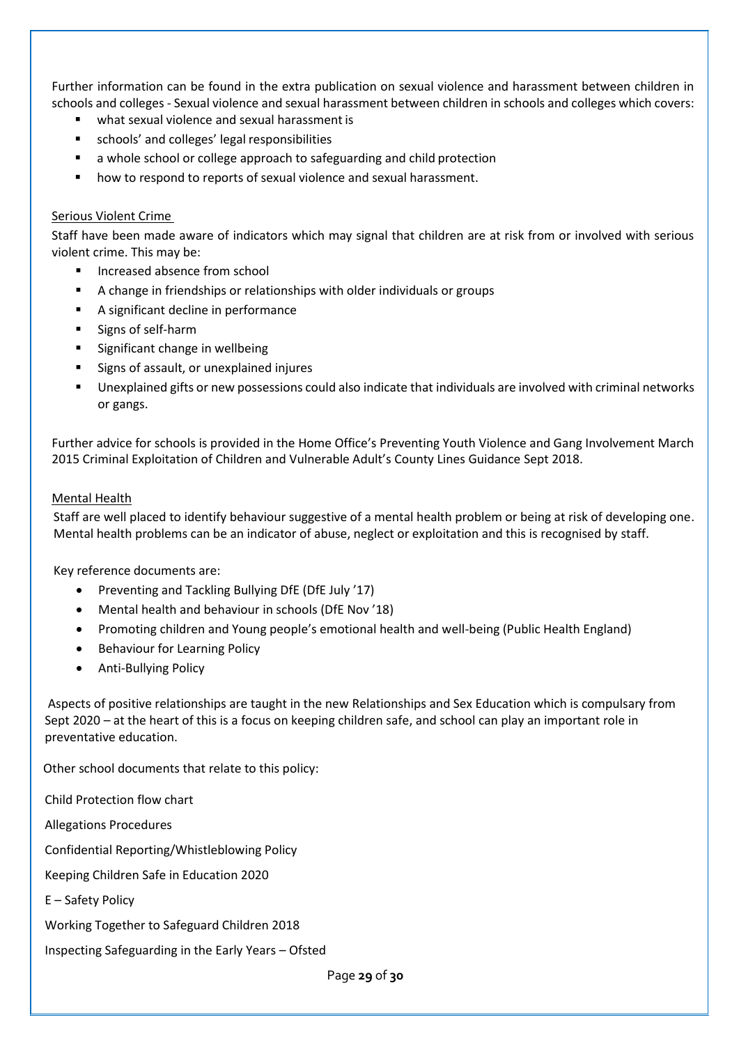Further information can be found in the extra publication on sexual violence and harassment between children in schools and colleges - Sexual violence and sexual harassment between children in schools and colleges which covers:

- what sexual violence and sexual harassment is
- schools' and colleges' legal responsibilities
- a whole school or college approach to safeguarding and child protection
- how to respond to reports of sexual violence and sexual harassment.

Serious Violent Crime

Staff have been made aware of indicators which may signal that children are at risk from or involved with serious violent crime. This may be:

- Increased absence from school
- A change in friendships or relationships with older individuals or groups
- A significant decline in performance
- Signs of self-harm
- Significant change in wellbeing
- Signs of assault, or unexplained injures
- Unexplained gifts or new possessions could also indicate that individuals are involved with criminal networks or gangs.

Further advice for schools is provided in the Home Office's Preventing Youth Violence and Gang Involvement March 2015 Criminal Exploitation of Children and Vulnerable Adult's County Lines Guidance Sept 2018.

Mental Health

Staff are well placed to identify behaviour suggestive of a mental health problem or being at risk of developing one. Mental health problems can be an indicator of abuse, neglect or exploitation and this is recognised by staff.

Key reference documents are:

- Preventing and Tackling Bullying DfE (DfE July '17)
- Mental health and behaviour in schools (DfE Nov '18)
- Promoting children and Young people's emotional health and well-being (Public Health England)
- Behaviour for Learning Policy
- Anti-Bullying Policy

Aspects of positive relationships are taught in the new Relationships and Sex Education which is compulsary from Sept 2020 – at the heart of this is a focus on keeping children safe, and school can play an important role in preventative education.

Other school documents that relate to this policy:

Child Protection flow chart

Allegations Procedures

Confidential Reporting/Whistleblowing Policy

Keeping Children Safe in Education 2020

E – Safety Policy

Working Together to Safeguard Children 2018

Inspecting Safeguarding in the Early Years – Ofsted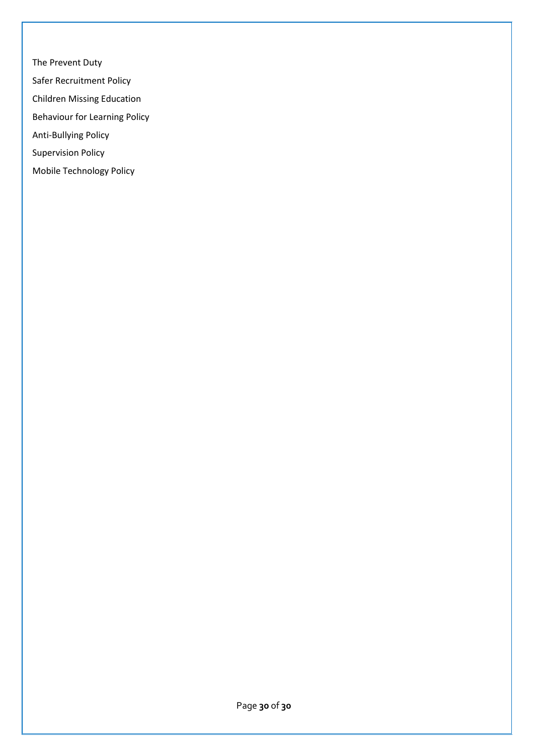The Prevent Duty

Safer Recruitment Policy

Children Missing Education

Behaviour for Learning Policy

Anti-Bullying Policy

Supervision Policy

Mobile Technology Policy